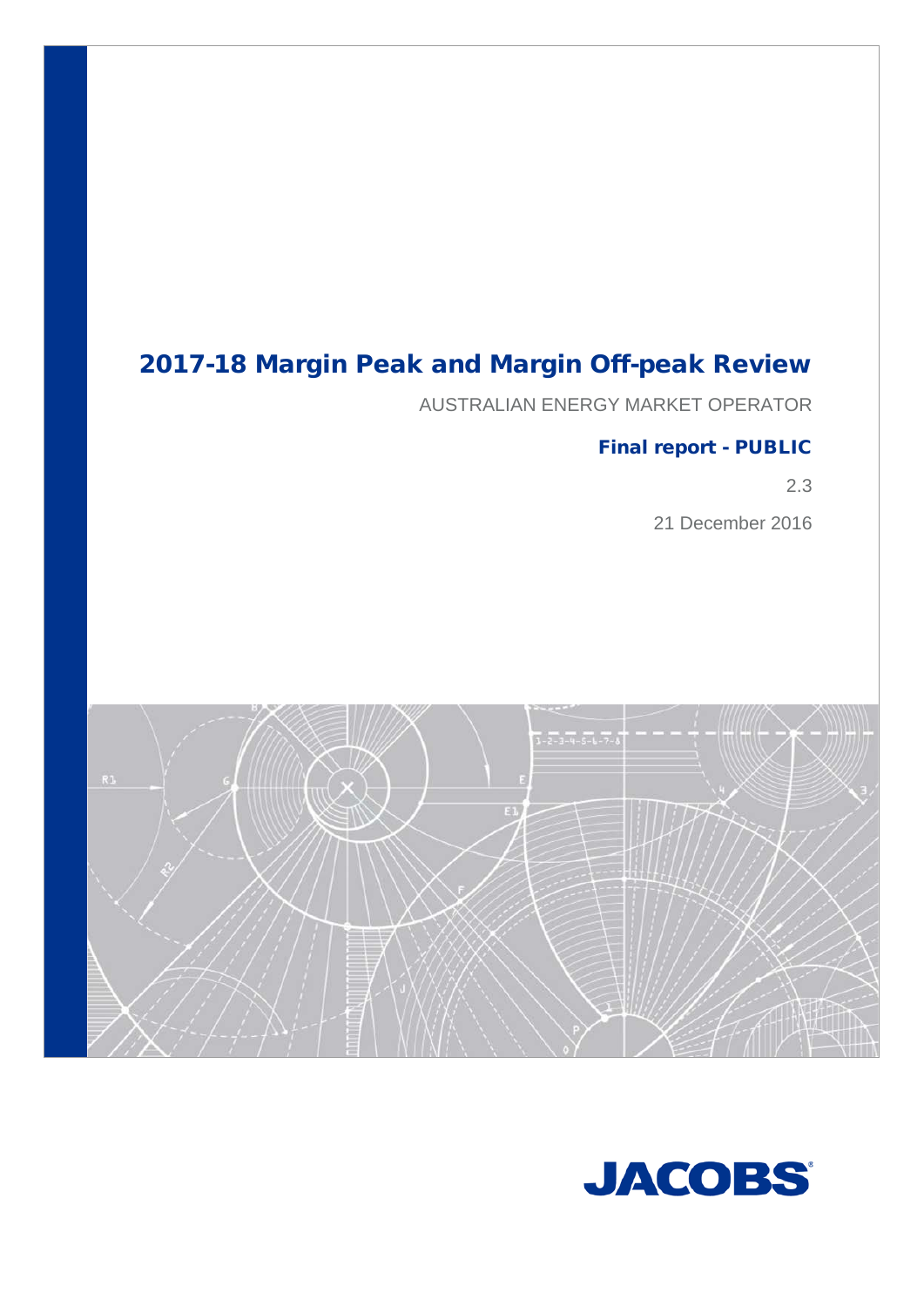# 2017-18 Margin Peak and Margin Off-peak Review

AUSTRALIAN ENERGY MARKET OPERATOR

**Final report - PUBLIC**

2.3

21 December 2016

JACOBS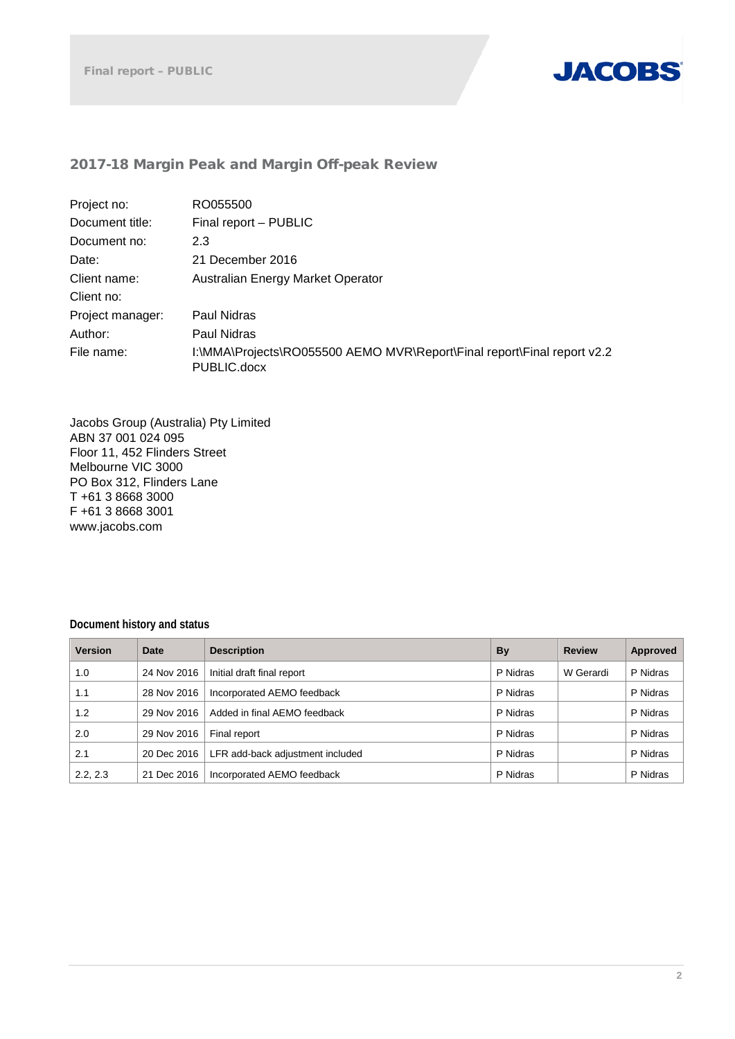Final report – PUBLIC

JACOBS

## 2017-18 Margin Peak and Margin Off-peak Review

| | |
|---|---|
| Project no: | RO055500 |
| Document title: | Final report – PUBLIC |
| Document no: | 2.3 |
| Date: | 21 December 2016 |
| Client name: | Australian Energy Market Operator |
| Client no: | |
| Project manager: | Paul Nidras |
| Author: | Paul Nidras |
| File name: | I:\MMA\Projects\RO055500 AEMO MVR\Report\Final report\Final report v2.2 PUBLIC.docx |

Jacobs Group (Australia) Pty Limited
ABN 37 001 024 095
Floor 11, 452 Flinders Street
Melbourne VIC 3000
PO Box 312, Flinders Lane
T +61 3 8668 3000
F +61 3 8668 3001
www.jacobs.com

**Document history and status**

| Version | Date | Description | By | Review | Approved |
|---|---|---|---|---|---|
| 1.0 | 24 Nov 2016 | Initial draft final report | P Nidras | W Gerardi | P Nidras |
| 1.1 | 28 Nov 2016 | Incorporated AEMO feedback | P Nidras | | P Nidras |
| 1.2 | 29 Nov 2016 | Added in final AEMO feedback | P Nidras | | P Nidras |
| 2.0 | 29 Nov 2016 | Final report | P Nidras | | P Nidras |
| 2.1 | 20 Dec 2016 | LFR add-back adjustment included | P Nidras | | P Nidras |
| 2.2, 2.3 | 21 Dec 2016 | Incorporated AEMO feedback | P Nidras | | P Nidras |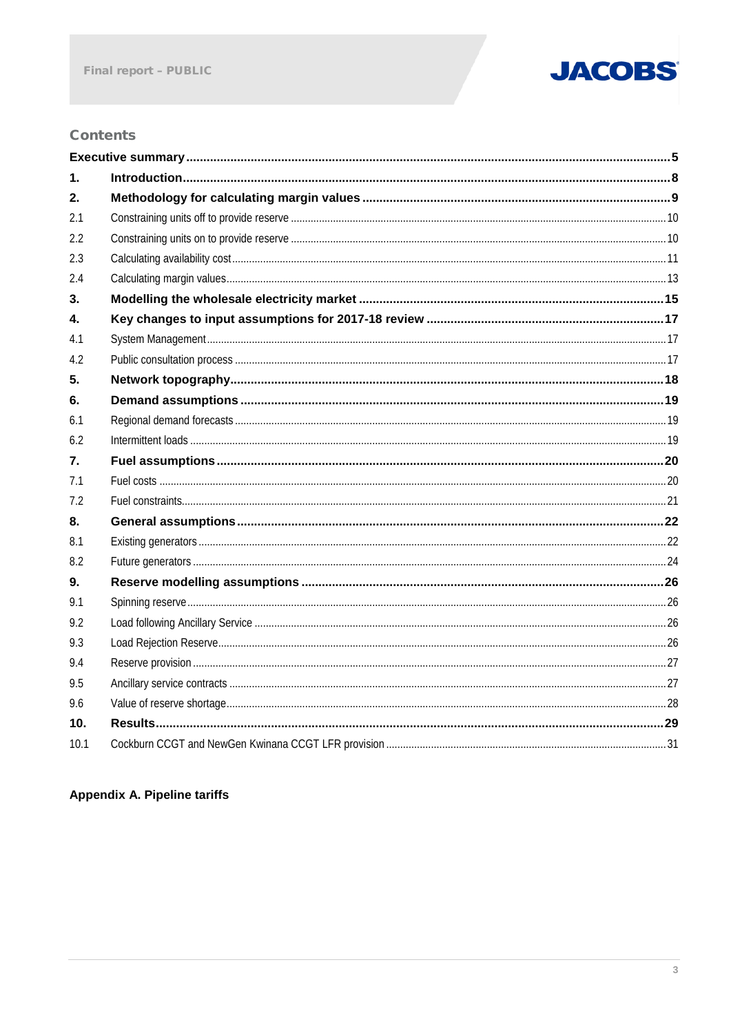## Contents

| | | |
|---|---|---|
| **Executive summary** | | **5** |
| **1.** | **Introduction** | **8** |
| **2.** | **Methodology for calculating margin values** | **9** |
| 2.1 | Constraining units off to provide reserve | 10 |
| 2.2 | Constraining units on to provide reserve | 10 |
| 2.3 | Calculating availability cost | 11 |
| 2.4 | Calculating margin values | 13 |
| **3.** | **Modelling the wholesale electricity market** | **15** |
| **4.** | **Key changes to input assumptions for 2017-18 review** | **17** |
| 4.1 | System Management | 17 |
| 4.2 | Public consultation process | 17 |
| **5.** | **Network topography** | **18** |
| **6.** | **Demand assumptions** | **19** |
| 6.1 | Regional demand forecasts | 19 |
| 6.2 | Intermittent loads | 19 |
| **7.** | **Fuel assumptions** | **20** |
| 7.1 | Fuel costs | 20 |
| 7.2 | Fuel constraints | 21 |
| **8.** | **General assumptions** | **22** |
| 8.1 | Existing generators | 22 |
| 8.2 | Future generators | 24 |
| **9.** | **Reserve modelling assumptions** | **26** |
| 9.1 | Spinning reserve | 26 |
| 9.2 | Load following Ancillary Service | 26 |
| 9.3 | Load Rejection Reserve | 26 |
| 9.4 | Reserve provision | 27 |
| 9.5 | Ancillary service contracts | 27 |
| 9.6 | Value of reserve shortage | 28 |
| **10.** | **Results** | **29** |
| 10.1 | Cockburn CCGT and NewGen Kwinana CCGT LFR provision | 31 |

**Appendix A. Pipeline tariffs**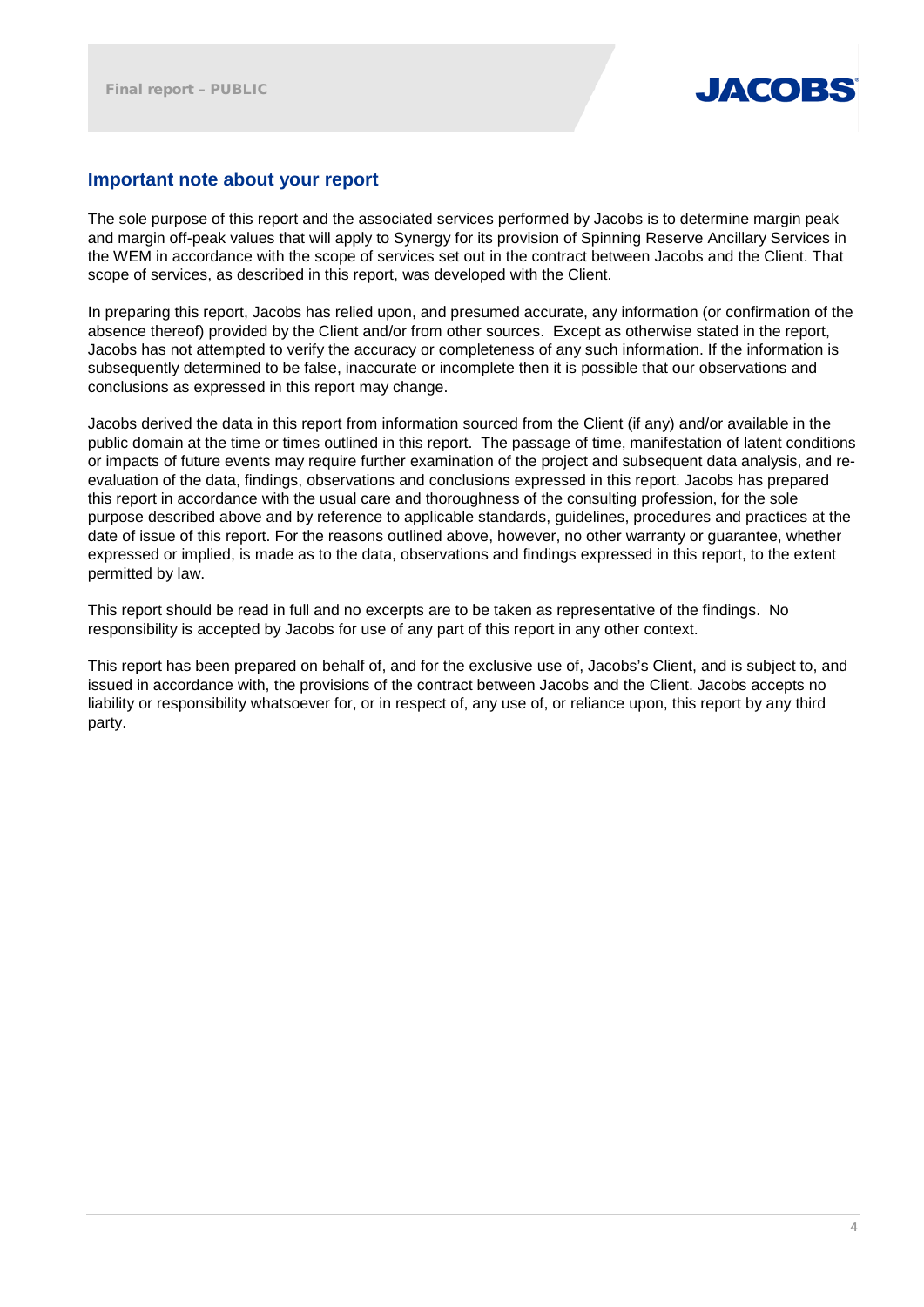## Important note about your report

The sole purpose of this report and the associated services performed by Jacobs is to determine margin peak and margin off-peak values that will apply to Synergy for its provision of Spinning Reserve Ancillary Services in the WEM in accordance with the scope of services set out in the contract between Jacobs and the Client. That scope of services, as described in this report, was developed with the Client.

In preparing this report, Jacobs has relied upon, and presumed accurate, any information (or confirmation of the absence thereof) provided by the Client and/or from other sources. Except as otherwise stated in the report, Jacobs has not attempted to verify the accuracy or completeness of any such information. If the information is subsequently determined to be false, inaccurate or incomplete then it is possible that our observations and conclusions as expressed in this report may change.

Jacobs derived the data in this report from information sourced from the Client (if any) and/or available in the public domain at the time or times outlined in this report. The passage of time, manifestation of latent conditions or impacts of future events may require further examination of the project and subsequent data analysis, and re-evaluation of the data, findings, observations and conclusions expressed in this report. Jacobs has prepared this report in accordance with the usual care and thoroughness of the consulting profession, for the sole purpose described above and by reference to applicable standards, guidelines, procedures and practices at the date of issue of this report. For the reasons outlined above, however, no other warranty or guarantee, whether expressed or implied, is made as to the data, observations and findings expressed in this report, to the extent permitted by law.

This report should be read in full and no excerpts are to be taken as representative of the findings. No responsibility is accepted by Jacobs for use of any part of this report in any other context.

This report has been prepared on behalf of, and for the exclusive use of, Jacobs's Client, and is subject to, and issued in accordance with, the provisions of the contract between Jacobs and the Client. Jacobs accepts no liability or responsibility whatsoever for, or in respect of, any use of, or reliance upon, this report by any third party.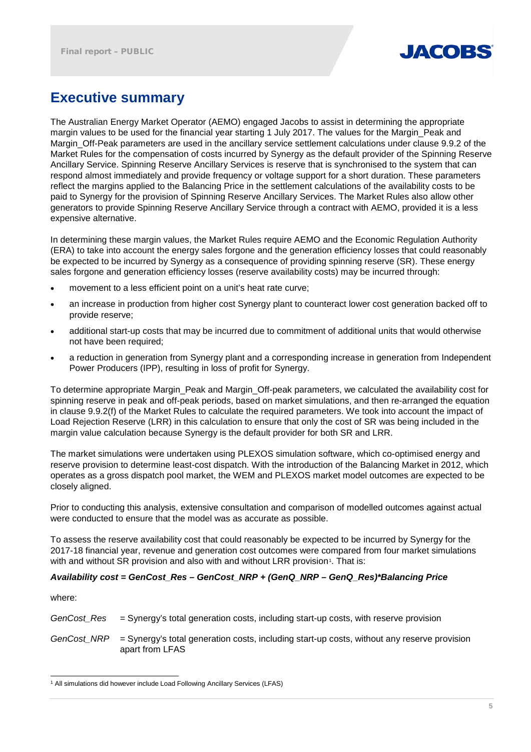# Executive summary

The Australian Energy Market Operator (AEMO) engaged Jacobs to assist in determining the appropriate margin values to be used for the financial year starting 1 July 2017. The values for the Margin_Peak and Margin_Off-Peak parameters are used in the ancillary service settlement calculations under clause 9.9.2 of the Market Rules for the compensation of costs incurred by Synergy as the default provider of the Spinning Reserve Ancillary Service. Spinning Reserve Ancillary Services is reserve that is synchronised to the system that can respond almost immediately and provide frequency or voltage support for a short duration. These parameters reflect the margins applied to the Balancing Price in the settlement calculations of the availability costs to be paid to Synergy for the provision of Spinning Reserve Ancillary Services. The Market Rules also allow other generators to provide Spinning Reserve Ancillary Service through a contract with AEMO, provided it is a less expensive alternative.

In determining these margin values, the Market Rules require AEMO and the Economic Regulation Authority (ERA) to take into account the energy sales forgone and the generation efficiency losses that could reasonably be expected to be incurred by Synergy as a consequence of providing spinning reserve (SR). These energy sales forgone and generation efficiency losses (reserve availability costs) may be incurred through:

- movement to a less efficient point on a unit's heat rate curve;
- an increase in production from higher cost Synergy plant to counteract lower cost generation backed off to provide reserve;
- additional start-up costs that may be incurred due to commitment of additional units that would otherwise not have been required;
- a reduction in generation from Synergy plant and a corresponding increase in generation from Independent Power Producers (IPP), resulting in loss of profit for Synergy.

To determine appropriate Margin_Peak and Margin_Off-peak parameters, we calculated the availability cost for spinning reserve in peak and off-peak periods, based on market simulations, and then re-arranged the equation in clause 9.9.2(f) of the Market Rules to calculate the required parameters. We took into account the impact of Load Rejection Reserve (LRR) in this calculation to ensure that only the cost of SR was being included in the margin value calculation because Synergy is the default provider for both SR and LRR.

The market simulations were undertaken using PLEXOS simulation software, which co-optimised energy and reserve provision to determine least-cost dispatch. With the introduction of the Balancing Market in 2012, which operates as a gross dispatch pool market, the WEM and PLEXOS market model outcomes are expected to be closely aligned.

Prior to conducting this analysis, extensive consultation and comparison of modelled outcomes against actual were conducted to ensure that the model was as accurate as possible.

To assess the reserve availability cost that could reasonably be expected to be incurred by Synergy for the 2017-18 financial year, revenue and generation cost outcomes were compared from four market simulations with and without SR provision and also with and without LRR provision[1]. That is:

***Availability cost = GenCost_Res – GenCost_NRP + (GenQ_NRP – GenQ_Res)*Balancing Price***

where:

*GenCost_Res* = Synergy's total generation costs, including start-up costs, with reserve provision

*GenCost_NRP* = Synergy's total generation costs, including start-up costs, without any reserve provision apart from LFAS

[1] All simulations did however include Load Following Ancillary Services (LFAS)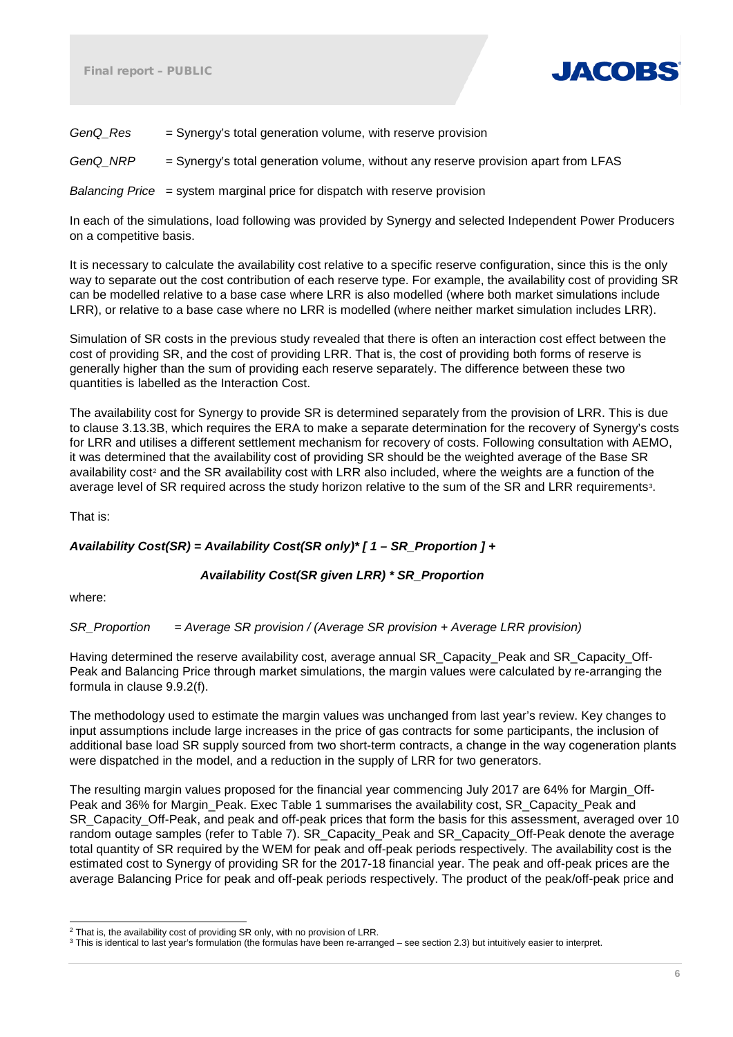*GenQ_Res* = Synergy's total generation volume, with reserve provision

*GenQ_NRP* = Synergy's total generation volume, without any reserve provision apart from LFAS

*Balancing Price* = system marginal price for dispatch with reserve provision

In each of the simulations, load following was provided by Synergy and selected Independent Power Producers on a competitive basis.

It is necessary to calculate the availability cost relative to a specific reserve configuration, since this is the only way to separate out the cost contribution of each reserve type. For example, the availability cost of providing SR can be modelled relative to a base case where LRR is also modelled (where both market simulations include LRR), or relative to a base case where no LRR is modelled (where neither market simulation includes LRR).

Simulation of SR costs in the previous study revealed that there is often an interaction cost effect between the cost of providing SR, and the cost of providing LRR. That is, the cost of providing both forms of reserve is generally higher than the sum of providing each reserve separately. The difference between these two quantities is labelled as the Interaction Cost.

The availability cost for Synergy to provide SR is determined separately from the provision of LRR. This is due to clause 3.13.3B, which requires the ERA to make a separate determination for the recovery of Synergy's costs for LRR and utilises a different settlement mechanism for recovery of costs. Following consultation with AEMO, it was determined that the availability cost of providing SR should be the weighted average of the Base SR availability cost[2] and the SR availability cost with LRR also included, where the weights are a function of the average level of SR required across the study horizon relative to the sum of the SR and LRR requirements[3].

That is:

***Availability Cost(SR) = Availability Cost(SR only)* [ 1 – SR_Proportion ] +***

***Availability Cost(SR given LRR) * SR_Proportion***

where:

*SR_Proportion = Average SR provision / (Average SR provision + Average LRR provision)*

Having determined the reserve availability cost, average annual SR_Capacity_Peak and SR_Capacity_Off-Peak and Balancing Price through market simulations, the margin values were calculated by re-arranging the formula in clause 9.9.2(f).

The methodology used to estimate the margin values was unchanged from last year's review. Key changes to input assumptions include large increases in the price of gas contracts for some participants, the inclusion of additional base load SR supply sourced from two short-term contracts, a change in the way cogeneration plants were dispatched in the model, and a reduction in the supply of LRR for two generators.

The resulting margin values proposed for the financial year commencing July 2017 are 64% for Margin_Off-Peak and 36% for Margin_Peak. Exec Table 1 summarises the availability cost, SR_Capacity_Peak and SR_Capacity_Off-Peak, and peak and off-peak prices that form the basis for this assessment, averaged over 10 random outage samples (refer to Table 7). SR_Capacity_Peak and SR_Capacity_Off-Peak denote the average total quantity of SR required by the WEM for peak and off-peak periods respectively. The availability cost is the estimated cost to Synergy of providing SR for the 2017-18 financial year. The peak and off-peak prices are the average Balancing Price for peak and off-peak periods respectively. The product of the peak/off-peak price and

---

[2] That is, the availability cost of providing SR only, with no provision of LRR.

[3] This is identical to last year's formulation (the formulas have been re-arranged – see section 2.3) but intuitively easier to interpret.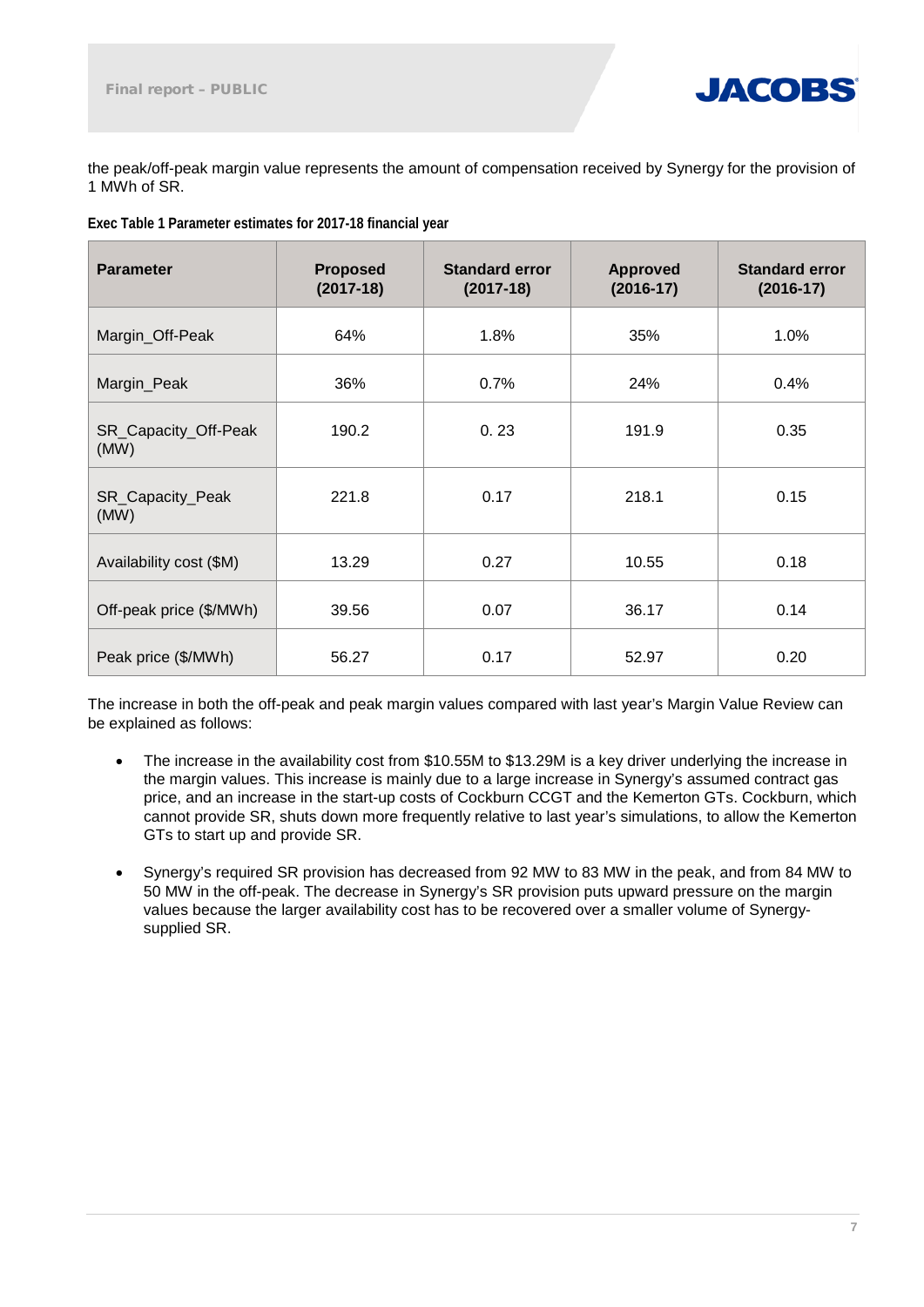the peak/off-peak margin value represents the amount of compensation received by Synergy for the provision of 1 MWh of SR.

**Exec Table 1 Parameter estimates for 2017-18 financial year**

| Parameter | Proposed (2017-18) | Standard error (2017-18) | Approved (2016-17) | Standard error (2016-17) |
|---|---|---|---|---|
| Margin_Off-Peak | 64% | 1.8% | 35% | 1.0% |
| Margin_Peak | 36% | 0.7% | 24% | 0.4% |
| SR_Capacity_Off-Peak (MW) | 190.2 | 0. 23 | 191.9 | 0.35 |
| SR_Capacity_Peak (MW) | 221.8 | 0.17 | 218.1 | 0.15 |
| Availability cost ($M) | 13.29 | 0.27 | 10.55 | 0.18 |
| Off-peak price ($/MWh) | 39.56 | 0.07 | 36.17 | 0.14 |
| Peak price ($/MWh) | 56.27 | 0.17 | 52.97 | 0.20 |

The increase in both the off-peak and peak margin values compared with last year's Margin Value Review can be explained as follows:

- The increase in the availability cost from $10.55M to $13.29M is a key driver underlying the increase in the margin values. This increase is mainly due to a large increase in Synergy's assumed contract gas price, and an increase in the start-up costs of Cockburn CCGT and the Kemerton GTs. Cockburn, which cannot provide SR, shuts down more frequently relative to last year's simulations, to allow the Kemerton GTs to start up and provide SR.
- Synergy's required SR provision has decreased from 92 MW to 83 MW in the peak, and from 84 MW to 50 MW in the off-peak. The decrease in Synergy's SR provision puts upward pressure on the margin values because the larger availability cost has to be recovered over a smaller volume of Synergy-supplied SR.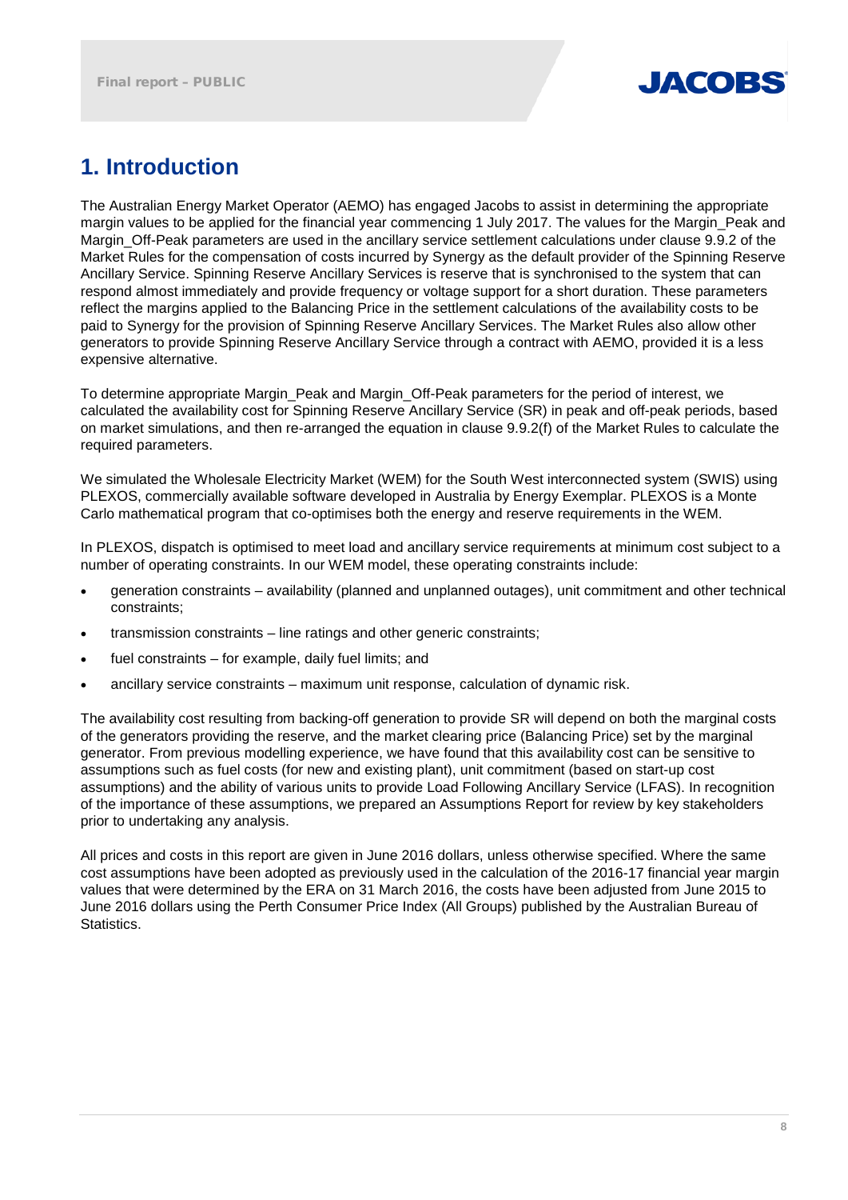# 1. Introduction

The Australian Energy Market Operator (AEMO) has engaged Jacobs to assist in determining the appropriate margin values to be applied for the financial year commencing 1 July 2017. The values for the Margin_Peak and Margin_Off-Peak parameters are used in the ancillary service settlement calculations under clause 9.9.2 of the Market Rules for the compensation of costs incurred by Synergy as the default provider of the Spinning Reserve Ancillary Service. Spinning Reserve Ancillary Services is reserve that is synchronised to the system that can respond almost immediately and provide frequency or voltage support for a short duration. These parameters reflect the margins applied to the Balancing Price in the settlement calculations of the availability costs to be paid to Synergy for the provision of Spinning Reserve Ancillary Services. The Market Rules also allow other generators to provide Spinning Reserve Ancillary Service through a contract with AEMO, provided it is a less expensive alternative.

To determine appropriate Margin_Peak and Margin_Off-Peak parameters for the period of interest, we calculated the availability cost for Spinning Reserve Ancillary Service (SR) in peak and off-peak periods, based on market simulations, and then re-arranged the equation in clause 9.9.2(f) of the Market Rules to calculate the required parameters.

We simulated the Wholesale Electricity Market (WEM) for the South West interconnected system (SWIS) using PLEXOS, commercially available software developed in Australia by Energy Exemplar. PLEXOS is a Monte Carlo mathematical program that co-optimises both the energy and reserve requirements in the WEM.

In PLEXOS, dispatch is optimised to meet load and ancillary service requirements at minimum cost subject to a number of operating constraints. In our WEM model, these operating constraints include:

- generation constraints – availability (planned and unplanned outages), unit commitment and other technical constraints;
- transmission constraints – line ratings and other generic constraints;
- fuel constraints – for example, daily fuel limits; and
- ancillary service constraints – maximum unit response, calculation of dynamic risk.

The availability cost resulting from backing-off generation to provide SR will depend on both the marginal costs of the generators providing the reserve, and the market clearing price (Balancing Price) set by the marginal generator. From previous modelling experience, we have found that this availability cost can be sensitive to assumptions such as fuel costs (for new and existing plant), unit commitment (based on start-up cost assumptions) and the ability of various units to provide Load Following Ancillary Service (LFAS). In recognition of the importance of these assumptions, we prepared an Assumptions Report for review by key stakeholders prior to undertaking any analysis.

All prices and costs in this report are given in June 2016 dollars, unless otherwise specified. Where the same cost assumptions have been adopted as previously used in the calculation of the 2016-17 financial year margin values that were determined by the ERA on 31 March 2016, the costs have been adjusted from June 2015 to June 2016 dollars using the Perth Consumer Price Index (All Groups) published by the Australian Bureau of Statistics.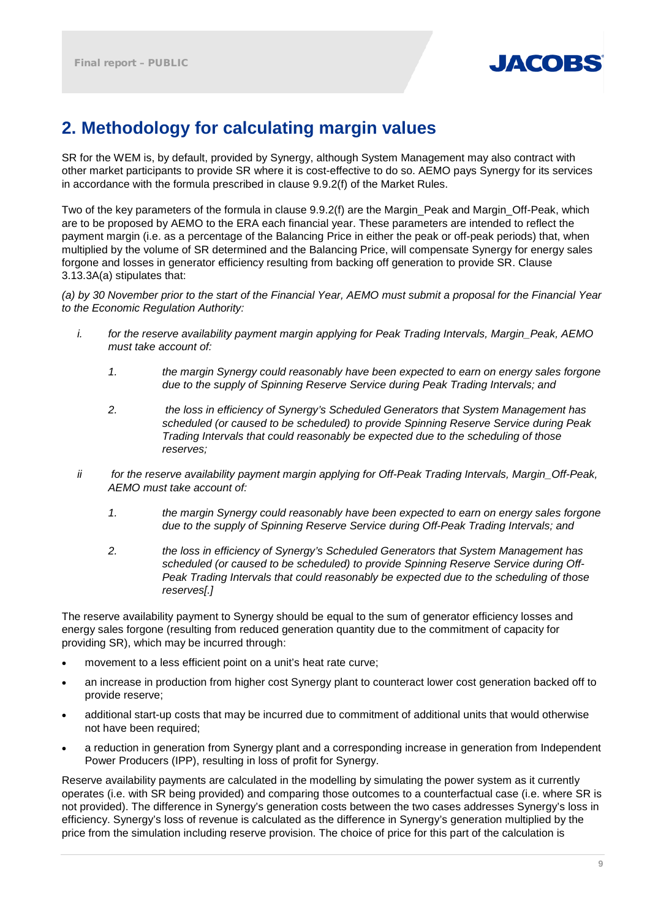## 2. Methodology for calculating margin values

SR for the WEM is, by default, provided by Synergy, although System Management may also contract with other market participants to provide SR where it is cost-effective to do so. AEMO pays Synergy for its services in accordance with the formula prescribed in clause 9.9.2(f) of the Market Rules.

Two of the key parameters of the formula in clause 9.9.2(f) are the Margin_Peak and Margin_Off-Peak, which are to be proposed by AEMO to the ERA each financial year. These parameters are intended to reflect the payment margin (i.e. as a percentage of the Balancing Price in either the peak or off-peak periods) that, when multiplied by the volume of SR determined and the Balancing Price, will compensate Synergy for energy sales forgone and losses in generator efficiency resulting from backing off generation to provide SR. Clause 3.13.3A(a) stipulates that:

*(a) by 30 November prior to the start of the Financial Year, AEMO must submit a proposal for the Financial Year to the Economic Regulation Authority:*

- *i. for the reserve availability payment margin applying for Peak Trading Intervals, Margin_Peak, AEMO must take account of:*
  - *1. the margin Synergy could reasonably have been expected to earn on energy sales forgone due to the supply of Spinning Reserve Service during Peak Trading Intervals; and*
  - *2. the loss in efficiency of Synergy's Scheduled Generators that System Management has scheduled (or caused to be scheduled) to provide Spinning Reserve Service during Peak Trading Intervals that could reasonably be expected due to the scheduling of those reserves;*
- *ii for the reserve availability payment margin applying for Off-Peak Trading Intervals, Margin_Off-Peak, AEMO must take account of:*
  - *1. the margin Synergy could reasonably have been expected to earn on energy sales forgone due to the supply of Spinning Reserve Service during Off-Peak Trading Intervals; and*
  - *2. the loss in efficiency of Synergy's Scheduled Generators that System Management has scheduled (or caused to be scheduled) to provide Spinning Reserve Service during Off-Peak Trading Intervals that could reasonably be expected due to the scheduling of those reserves[.]*

The reserve availability payment to Synergy should be equal to the sum of generator efficiency losses and energy sales forgone (resulting from reduced generation quantity due to the commitment of capacity for providing SR), which may be incurred through:

- movement to a less efficient point on a unit's heat rate curve;
- an increase in production from higher cost Synergy plant to counteract lower cost generation backed off to provide reserve;
- additional start-up costs that may be incurred due to commitment of additional units that would otherwise not have been required;
- a reduction in generation from Synergy plant and a corresponding increase in generation from Independent Power Producers (IPP), resulting in loss of profit for Synergy.

Reserve availability payments are calculated in the modelling by simulating the power system as it currently operates (i.e. with SR being provided) and comparing those outcomes to a counterfactual case (i.e. where SR is not provided). The difference in Synergy's generation costs between the two cases addresses Synergy's loss in efficiency. Synergy's loss of revenue is calculated as the difference in Synergy's generation multiplied by the price from the simulation including reserve provision. The choice of price for this part of the calculation is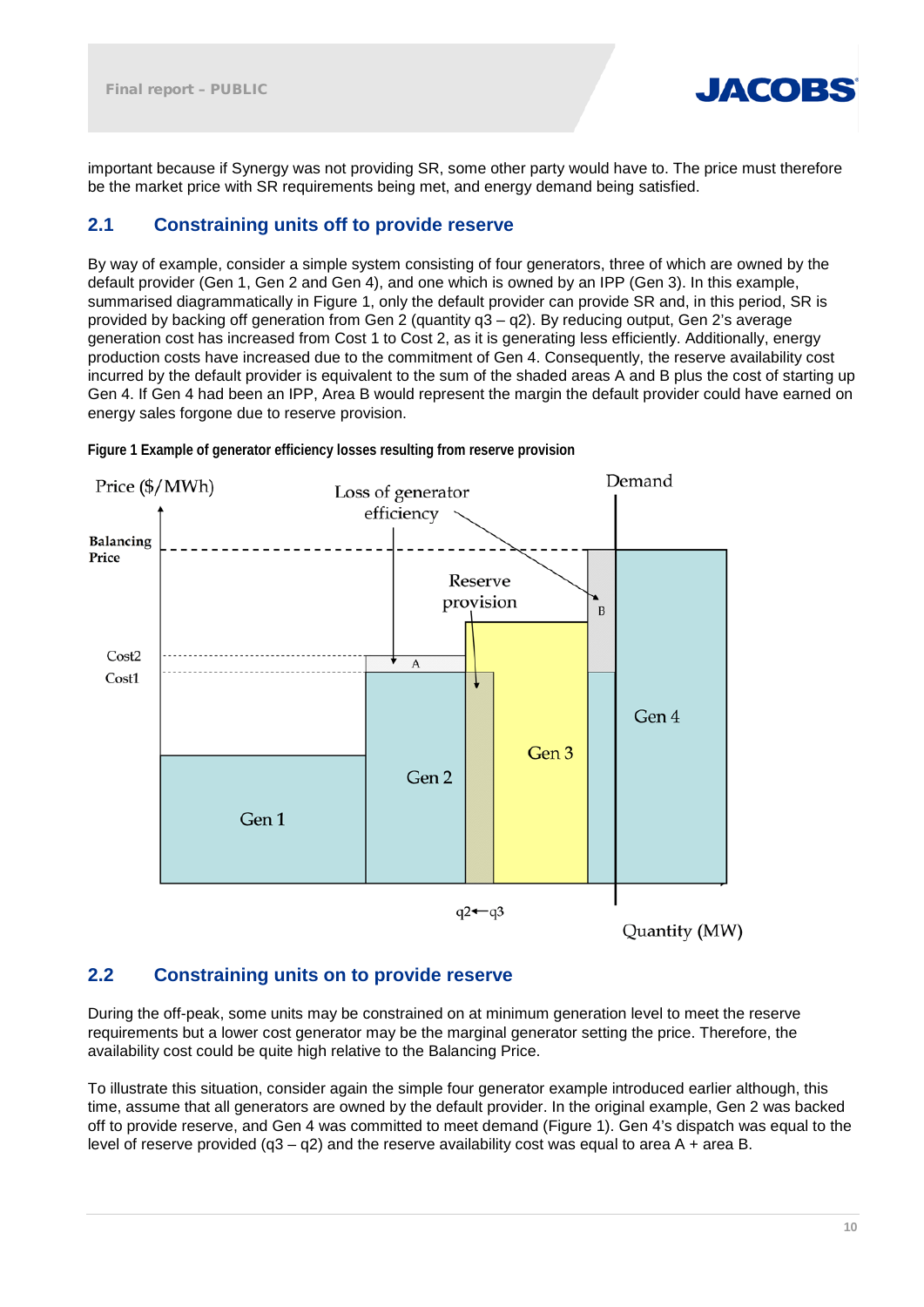important because if Synergy was not providing SR, some other party would have to. The price must therefore be the market price with SR requirements being met, and energy demand being satisfied.

## 2.1 Constraining units off to provide reserve

By way of example, consider a simple system consisting of four generators, three of which are owned by the default provider (Gen 1, Gen 2 and Gen 4), and one which is owned by an IPP (Gen 3). In this example, summarised diagrammatically in Figure 1, only the default provider can provide SR and, in this period, SR is provided by backing off generation from Gen 2 (quantity q3 – q2). By reducing output, Gen 2's average generation cost has increased from Cost 1 to Cost 2, as it is generating less efficiently. Additionally, energy production costs have increased due to the commitment of Gen 4. Consequently, the reserve availability cost incurred by the default provider is equivalent to the sum of the shaded areas A and B plus the cost of starting up Gen 4. If Gen 4 had been an IPP, Area B would represent the margin the default provider could have earned on energy sales forgone due to reserve provision.

**Figure 1 Example of generator efficiency losses resulting from reserve provision**

## 2.2 Constraining units on to provide reserve

During the off-peak, some units may be constrained on at minimum generation level to meet the reserve requirements but a lower cost generator may be the marginal generator setting the price. Therefore, the availability cost could be quite high relative to the Balancing Price.

To illustrate this situation, consider again the simple four generator example introduced earlier although, this time, assume that all generators are owned by the default provider. In the original example, Gen 2 was backed off to provide reserve, and Gen 4 was committed to meet demand (Figure 1). Gen 4's dispatch was equal to the level of reserve provided (q3 – q2) and the reserve availability cost was equal to area A + area B.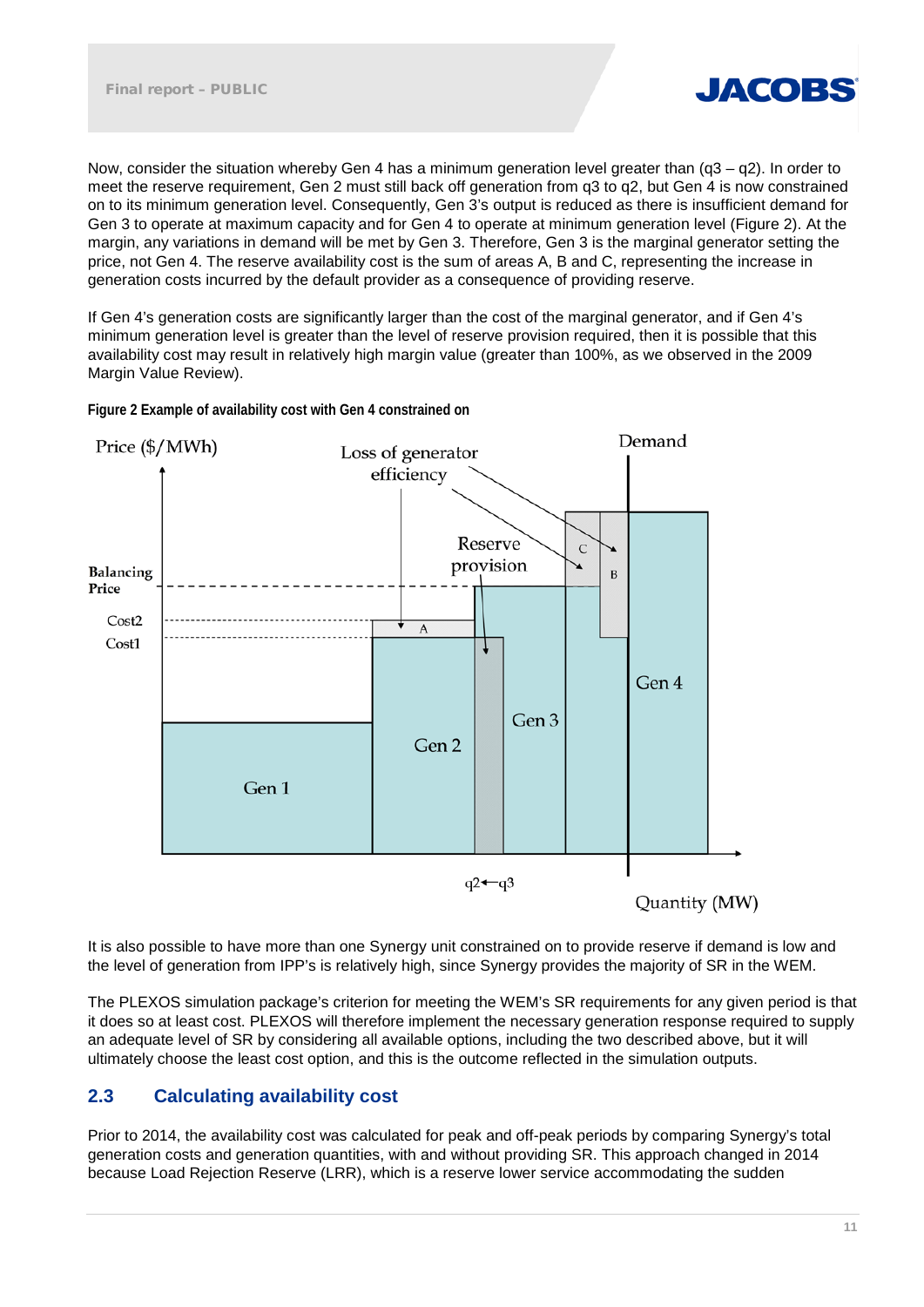Now, consider the situation whereby Gen 4 has a minimum generation level greater than (q3 – q2). In order to meet the reserve requirement, Gen 2 must still back off generation from q3 to q2, but Gen 4 is now constrained on to its minimum generation level. Consequently, Gen 3's output is reduced as there is insufficient demand for Gen 3 to operate at maximum capacity and for Gen 4 to operate at minimum generation level (Figure 2). At the margin, any variations in demand will be met by Gen 3. Therefore, Gen 3 is the marginal generator setting the price, not Gen 4. The reserve availability cost is the sum of areas A, B and C, representing the increase in generation costs incurred by the default provider as a consequence of providing reserve.

If Gen 4's generation costs are significantly larger than the cost of the marginal generator, and if Gen 4's minimum generation level is greater than the level of reserve provision required, then it is possible that this availability cost may result in relatively high margin value (greater than 100%, as we observed in the 2009 Margin Value Review).

**Figure 2 Example of availability cost with Gen 4 constrained on**

It is also possible to have more than one Synergy unit constrained on to provide reserve if demand is low and the level of generation from IPP's is relatively high, since Synergy provides the majority of SR in the WEM.

The PLEXOS simulation package's criterion for meeting the WEM's SR requirements for any given period is that it does so at least cost. PLEXOS will therefore implement the necessary generation response required to supply an adequate level of SR by considering all available options, including the two described above, but it will ultimately choose the least cost option, and this is the outcome reflected in the simulation outputs.

## 2.3 Calculating availability cost

Prior to 2014, the availability cost was calculated for peak and off-peak periods by comparing Synergy's total generation costs and generation quantities, with and without providing SR. This approach changed in 2014 because Load Rejection Reserve (LRR), which is a reserve lower service accommodating the sudden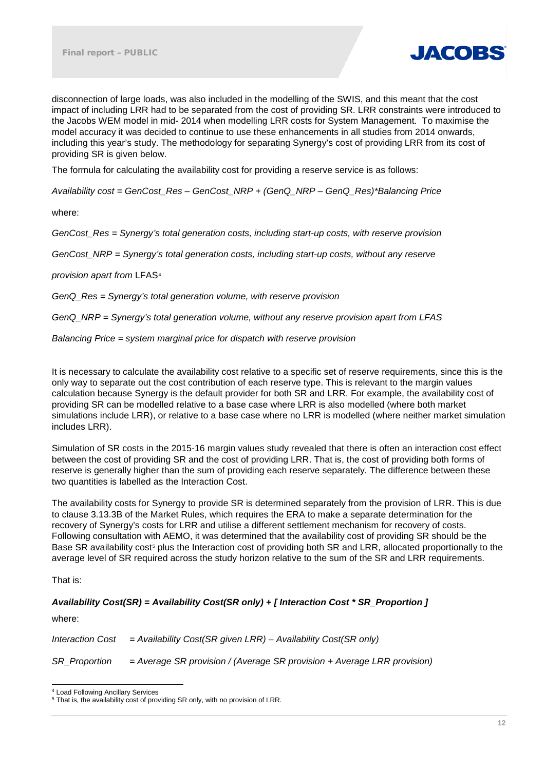disconnection of large loads, was also included in the modelling of the SWIS, and this meant that the cost impact of including LRR had to be separated from the cost of providing SR. LRR constraints were introduced to the Jacobs WEM model in mid- 2014 when modelling LRR costs for System Management. To maximise the model accuracy it was decided to continue to use these enhancements in all studies from 2014 onwards, including this year's study. The methodology for separating Synergy's cost of providing LRR from its cost of providing SR is given below.

The formula for calculating the availability cost for providing a reserve service is as follows:

*Availability cost = GenCost_Res – GenCost_NRP + (GenQ_NRP – GenQ_Res)*Balancing Price*

where:

*GenCost_Res = Synergy's total generation costs, including start-up costs, with reserve provision*

*GenCost_NRP = Synergy's total generation costs, including start-up costs, without any reserve provision apart from* LFAS[4]

*GenQ_Res = Synergy's total generation volume, with reserve provision*

*GenQ_NRP = Synergy's total generation volume, without any reserve provision apart from LFAS*

*Balancing Price = system marginal price for dispatch with reserve provision*

It is necessary to calculate the availability cost relative to a specific set of reserve requirements, since this is the only way to separate out the cost contribution of each reserve type. This is relevant to the margin values calculation because Synergy is the default provider for both SR and LRR. For example, the availability cost of providing SR can be modelled relative to a base case where LRR is also modelled (where both market simulations include LRR), or relative to a base case where no LRR is modelled (where neither market simulation includes LRR).

Simulation of SR costs in the 2015-16 margin values study revealed that there is often an interaction cost effect between the cost of providing SR and the cost of providing LRR. That is, the cost of providing both forms of reserve is generally higher than the sum of providing each reserve separately. The difference between these two quantities is labelled as the Interaction Cost.

The availability costs for Synergy to provide SR is determined separately from the provision of LRR. This is due to clause 3.13.3B of the Market Rules, which requires the ERA to make a separate determination for the recovery of Synergy's costs for LRR and utilise a different settlement mechanism for recovery of costs. Following consultation with AEMO, it was determined that the availability cost of providing SR should be the Base SR availability cost[5] plus the Interaction cost of providing both SR and LRR, allocated proportionally to the average level of SR required across the study horizon relative to the sum of the SR and LRR requirements.

That is:

***Availability Cost(SR) = Availability Cost(SR only) + [ Interaction Cost * SR_Proportion ]***

where:

*Interaction Cost = Availability Cost(SR given LRR) – Availability Cost(SR only)*

*SR_Proportion = Average SR provision / (Average SR provision + Average LRR provision)*

---

[4] Load Following Ancillary Services

[5] That is, the availability cost of providing SR only, with no provision of LRR.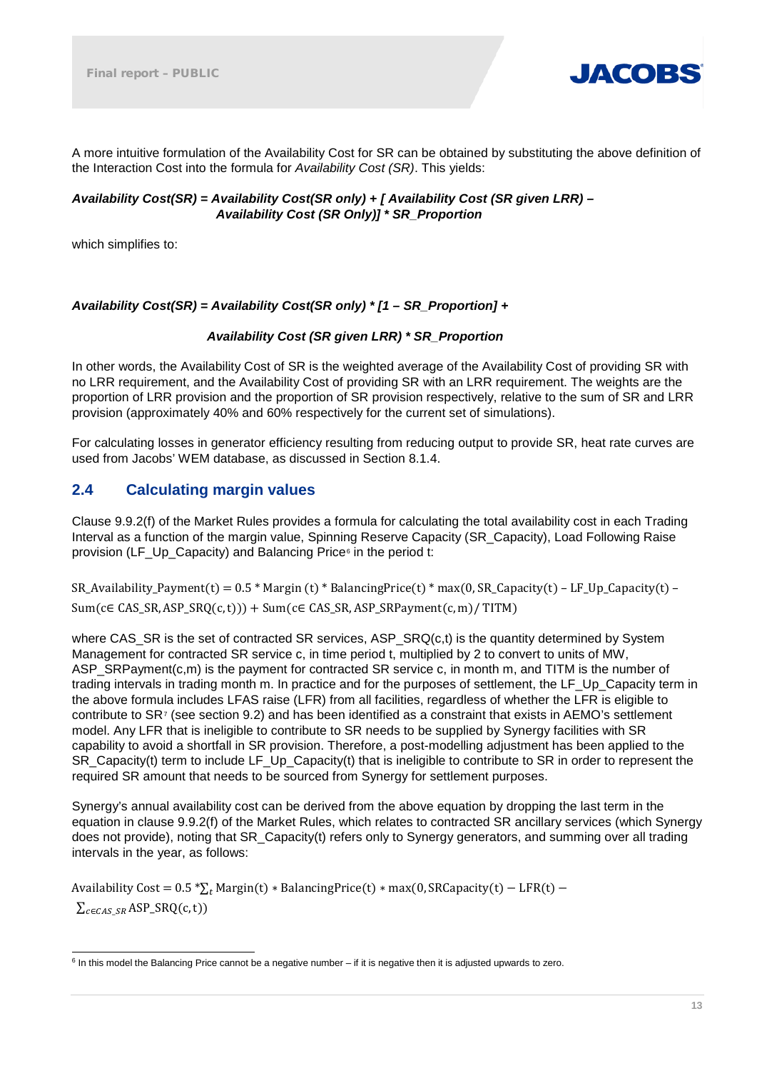A more intuitive formulation of the Availability Cost for SR can be obtained by substituting the above definition of the Interaction Cost into the formula for *Availability Cost (SR)*. This yields:

***Availability Cost(SR) = Availability Cost(SR only) + [ Availability Cost (SR given LRR) – Availability Cost (SR Only)] * SR_Proportion***

which simplifies to:

***Availability Cost(SR) = Availability Cost(SR only) * [1 – SR_Proportion] +***

***Availability Cost (SR given LRR) * SR_Proportion***

In other words, the Availability Cost of SR is the weighted average of the Availability Cost of providing SR with no LRR requirement, and the Availability Cost of providing SR with an LRR requirement. The weights are the proportion of LRR provision and the proportion of SR provision respectively, relative to the sum of SR and LRR provision (approximately 40% and 60% respectively for the current set of simulations).

For calculating losses in generator efficiency resulting from reducing output to provide SR, heat rate curves are used from Jacobs' WEM database, as discussed in Section 8.1.4.

## 2.4 Calculating margin values

Clause 9.9.2(f) of the Market Rules provides a formula for calculating the total availability cost in each Trading Interval as a function of the margin value, Spinning Reserve Capacity (SR_Capacity), Load Following Raise provision (LF_Up_Capacity) and Balancing Price[6] in the period t:

$$\text{SR\_Availability\_Payment}(t) = 0.5 * \text{Margin}(t) * \text{BalancingPrice}(t) * \max(0, \text{SR\_Capacity}(t) - \text{LF\_Up\_Capacity}(t) - \text{Sum}(c \in \text{CAS\_SR}, \text{ASP\_SRQ}(c,t))) + \text{Sum}(c \in \text{CAS\_SR}, \text{ASP\_SRPayment}(c,m) / \text{TITM})$$

where CAS_SR is the set of contracted SR services, ASP_SRQ(c,t) is the quantity determined by System Management for contracted SR service c, in time period t, multiplied by 2 to convert to units of MW, ASP_SRPayment(c,m) is the payment for contracted SR service c, in month m, and TITM is the number of trading intervals in trading month m. In practice and for the purposes of settlement, the LF_Up_Capacity term in the above formula includes LFAS raise (LFR) from all facilities, regardless of whether the LFR is eligible to contribute to SR[7] (see section 9.2) and has been identified as a constraint that exists in AEMO's settlement model. Any LFR that is ineligible to contribute to SR needs to be supplied by Synergy facilities with SR capability to avoid a shortfall in SR provision. Therefore, a post-modelling adjustment has been applied to the SR_Capacity(t) term to include LF_Up_Capacity(t) that is ineligible to contribute to SR in order to represent the required SR amount that needs to be sourced from Synergy for settlement purposes.

Synergy's annual availability cost can be derived from the above equation by dropping the last term in the equation in clause 9.9.2(f) of the Market Rules, which relates to contracted SR ancillary services (which Synergy does not provide), noting that SR_Capacity(t) refers only to Synergy generators, and summing over all trading intervals in the year, as follows:

$$\text{Availability Cost} = 0.5 * \sum_t \text{Margin}(t) * \text{BalancingPrice}(t) * \max(0, \text{SRCapacity}(t) - \text{LFR}(t) - \sum_{c \in CAS\_SR} \text{ASP\_SRQ}(c,t))$$

[6] In this model the Balancing Price cannot be a negative number – if it is negative then it is adjusted upwards to zero.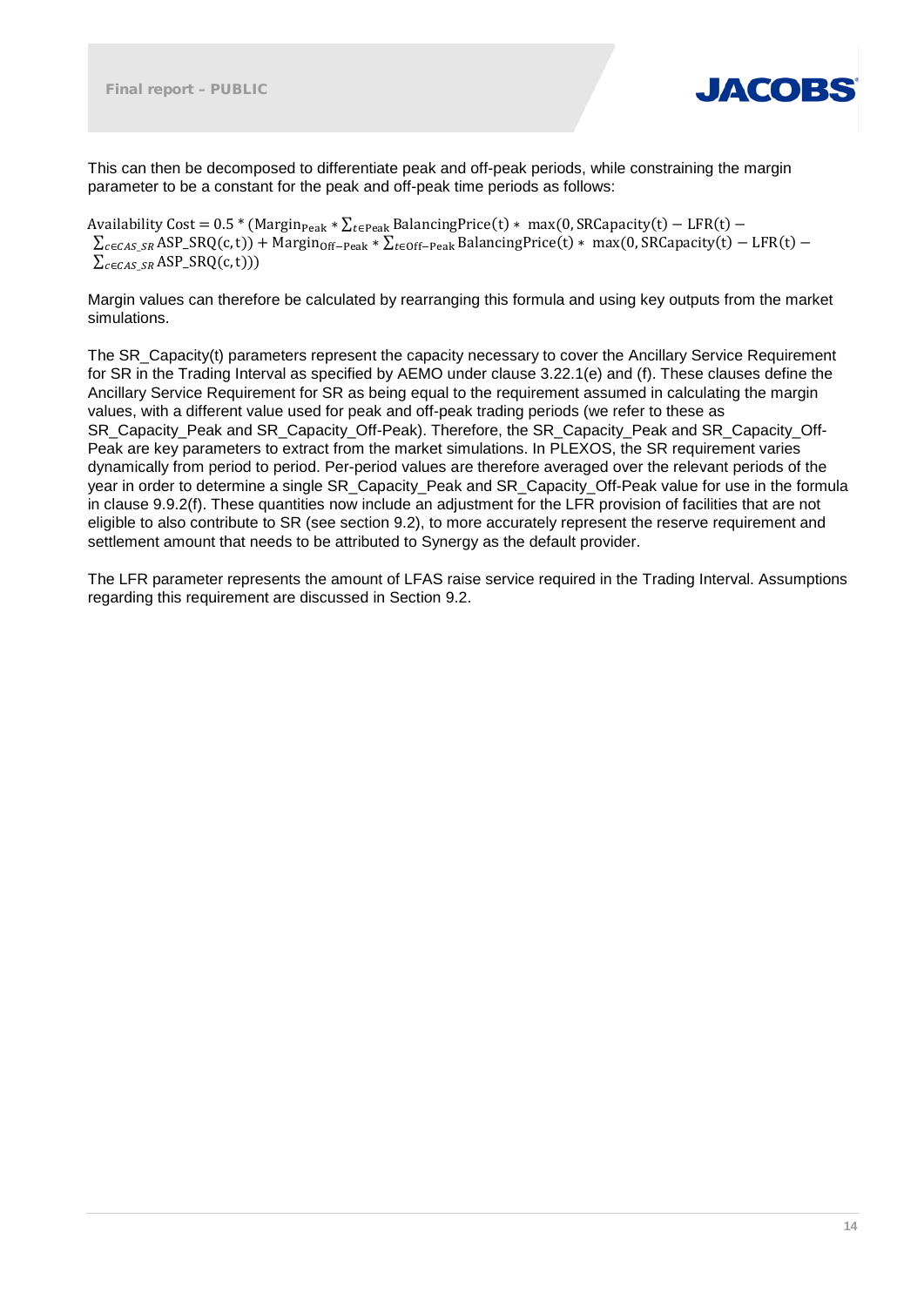This can then be decomposed to differentiate peak and off-peak periods, while constraining the margin parameter to be a constant for the peak and off-peak time periods as follows:

$$\text{Availability Cost} = 0.5 * (\text{Margin}_{\text{Peak}} * \sum_{t \in \text{Peak}} \text{BalancingPrice}(t) * \max(0, \text{SRCapacity}(t) - \text{LFR}(t) - \sum_{c \in CAS\_SR} \text{ASP\_SRQ}(c,t)) + \text{Margin}_{\text{Off-Peak}} * \sum_{t \in \text{Off-Peak}} \text{BalancingPrice}(t) * \max(0, \text{SRCapacity}(t) - \text{LFR}(t) - \sum_{c \in CAS\_SR} \text{ASP\_SRQ}(c,t)))$$

Margin values can therefore be calculated by rearranging this formula and using key outputs from the market simulations.

The SR_Capacity(t) parameters represent the capacity necessary to cover the Ancillary Service Requirement for SR in the Trading Interval as specified by AEMO under clause 3.22.1(e) and (f). These clauses define the Ancillary Service Requirement for SR as being equal to the requirement assumed in calculating the margin values, with a different value used for peak and off-peak trading periods (we refer to these as SR_Capacity_Peak and SR_Capacity_Off-Peak). Therefore, the SR_Capacity_Peak and SR_Capacity_Off-Peak are key parameters to extract from the market simulations. In PLEXOS, the SR requirement varies dynamically from period to period. Per-period values are therefore averaged over the relevant periods of the year in order to determine a single SR_Capacity_Peak and SR_Capacity_Off-Peak value for use in the formula in clause 9.9.2(f). These quantities now include an adjustment for the LFR provision of facilities that are not eligible to also contribute to SR (see section 9.2), to more accurately represent the reserve requirement and settlement amount that needs to be attributed to Synergy as the default provider.

The LFR parameter represents the amount of LFAS raise service required in the Trading Interval. Assumptions regarding this requirement are discussed in Section 9.2.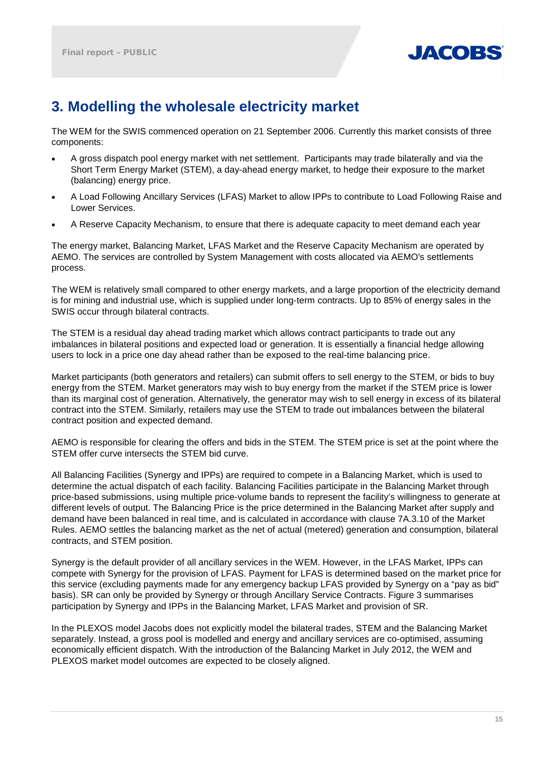# 3. Modelling the wholesale electricity market

The WEM for the SWIS commenced operation on 21 September 2006. Currently this market consists of three components:

- A gross dispatch pool energy market with net settlement. Participants may trade bilaterally and via the Short Term Energy Market (STEM), a day-ahead energy market, to hedge their exposure to the market (balancing) energy price.
- A Load Following Ancillary Services (LFAS) Market to allow IPPs to contribute to Load Following Raise and Lower Services.
- A Reserve Capacity Mechanism, to ensure that there is adequate capacity to meet demand each year

The energy market, Balancing Market, LFAS Market and the Reserve Capacity Mechanism are operated by AEMO. The services are controlled by System Management with costs allocated via AEMO's settlements process.

The WEM is relatively small compared to other energy markets, and a large proportion of the electricity demand is for mining and industrial use, which is supplied under long-term contracts. Up to 85% of energy sales in the SWIS occur through bilateral contracts.

The STEM is a residual day ahead trading market which allows contract participants to trade out any imbalances in bilateral positions and expected load or generation. It is essentially a financial hedge allowing users to lock in a price one day ahead rather than be exposed to the real-time balancing price.

Market participants (both generators and retailers) can submit offers to sell energy to the STEM, or bids to buy energy from the STEM. Market generators may wish to buy energy from the market if the STEM price is lower than its marginal cost of generation. Alternatively, the generator may wish to sell energy in excess of its bilateral contract into the STEM. Similarly, retailers may use the STEM to trade out imbalances between the bilateral contract position and expected demand.

AEMO is responsible for clearing the offers and bids in the STEM. The STEM price is set at the point where the STEM offer curve intersects the STEM bid curve.

All Balancing Facilities (Synergy and IPPs) are required to compete in a Balancing Market, which is used to determine the actual dispatch of each facility. Balancing Facilities participate in the Balancing Market through price-based submissions, using multiple price-volume bands to represent the facility's willingness to generate at different levels of output. The Balancing Price is the price determined in the Balancing Market after supply and demand have been balanced in real time, and is calculated in accordance with clause 7A.3.10 of the Market Rules. AEMO settles the balancing market as the net of actual (metered) generation and consumption, bilateral contracts, and STEM position.

Synergy is the default provider of all ancillary services in the WEM. However, in the LFAS Market, IPPs can compete with Synergy for the provision of LFAS. Payment for LFAS is determined based on the market price for this service (excluding payments made for any emergency backup LFAS provided by Synergy on a "pay as bid" basis). SR can only be provided by Synergy or through Ancillary Service Contracts. Figure 3 summarises participation by Synergy and IPPs in the Balancing Market, LFAS Market and provision of SR.

In the PLEXOS model Jacobs does not explicitly model the bilateral trades, STEM and the Balancing Market separately. Instead, a gross pool is modelled and energy and ancillary services are co-optimised, assuming economically efficient dispatch. With the introduction of the Balancing Market in July 2012, the WEM and PLEXOS market model outcomes are expected to be closely aligned.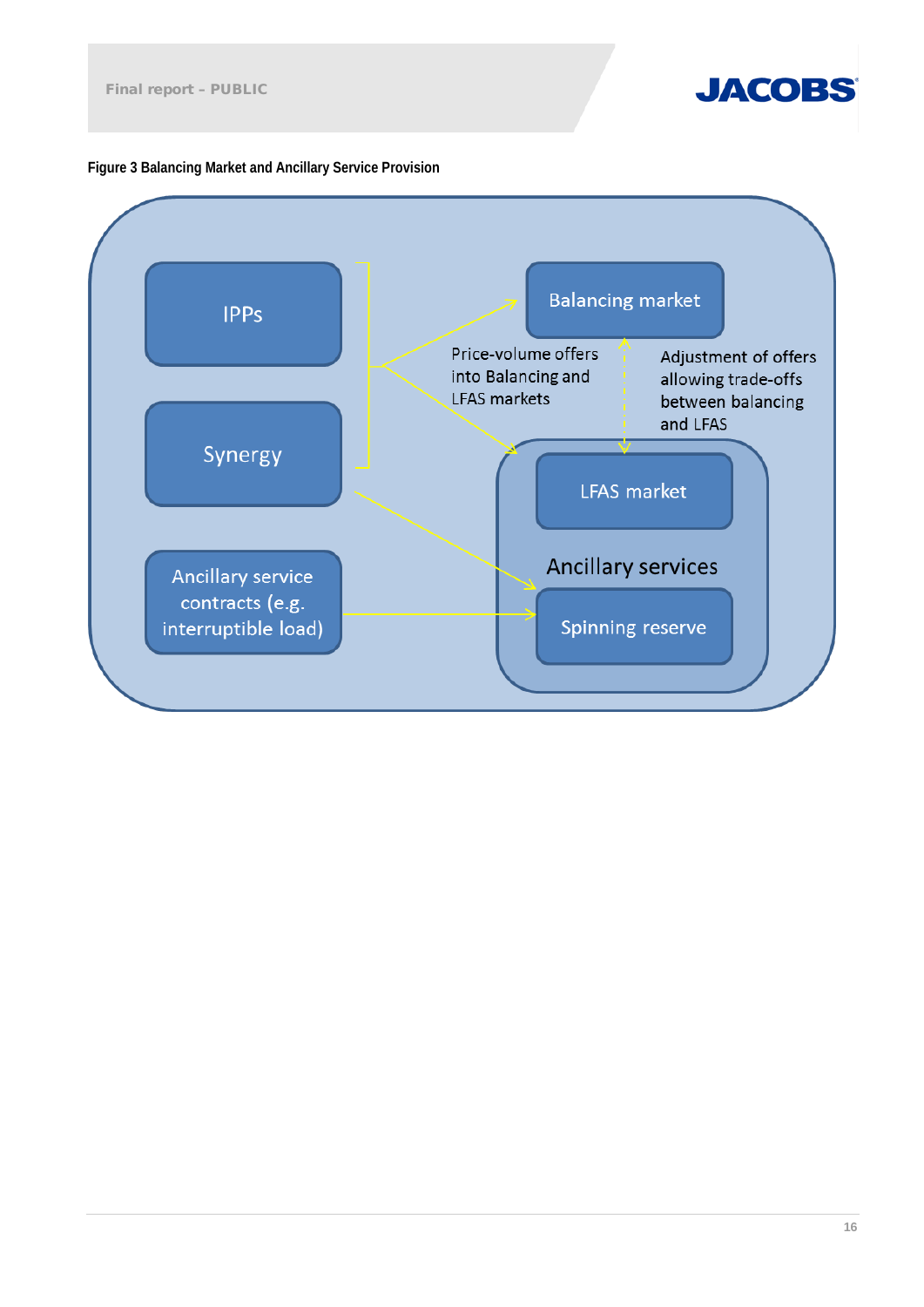**Figure 3 Balancing Market and Ancillary Service Provision**

IPPs

Synergy

Ancillary service contracts (e.g. interruptible load)

Balancing market

Price-volume offers into Balancing and LFAS markets

Adjustment of offers allowing trade-offs between balancing and LFAS

LFAS market

Ancillary services

Spinning reserve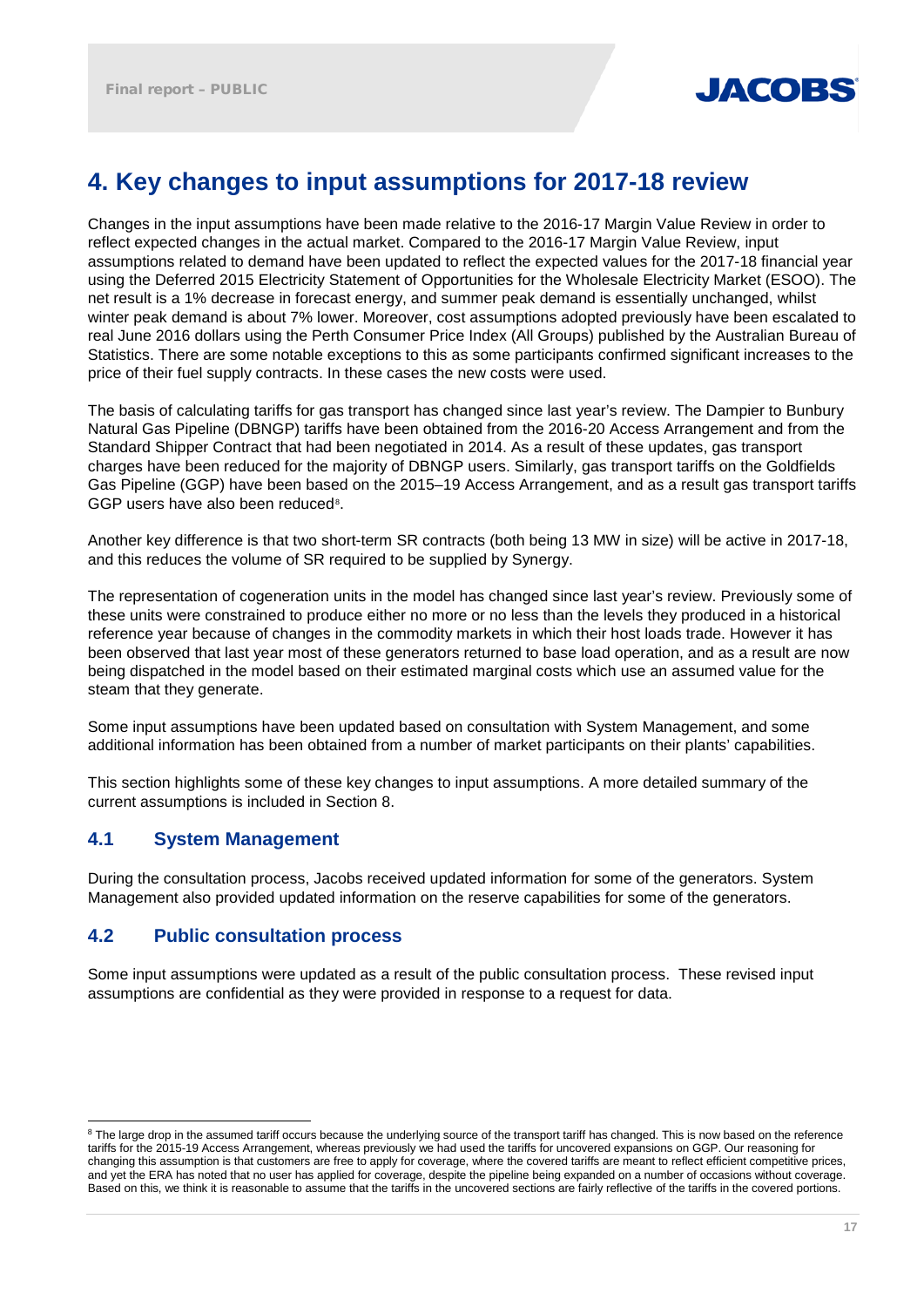# 4. Key changes to input assumptions for 2017-18 review

Changes in the input assumptions have been made relative to the 2016-17 Margin Value Review in order to reflect expected changes in the actual market. Compared to the 2016-17 Margin Value Review, input assumptions related to demand have been updated to reflect the expected values for the 2017-18 financial year using the Deferred 2015 Electricity Statement of Opportunities for the Wholesale Electricity Market (ESOO). The net result is a 1% decrease in forecast energy, and summer peak demand is essentially unchanged, whilst winter peak demand is about 7% lower. Moreover, cost assumptions adopted previously have been escalated to real June 2016 dollars using the Perth Consumer Price Index (All Groups) published by the Australian Bureau of Statistics. There are some notable exceptions to this as some participants confirmed significant increases to the price of their fuel supply contracts. In these cases the new costs were used.

The basis of calculating tariffs for gas transport has changed since last year's review. The Dampier to Bunbury Natural Gas Pipeline (DBNGP) tariffs have been obtained from the 2016-20 Access Arrangement and from the Standard Shipper Contract that had been negotiated in 2014. As a result of these updates, gas transport charges have been reduced for the majority of DBNGP users. Similarly, gas transport tariffs on the Goldfields Gas Pipeline (GGP) have been based on the 2015–19 Access Arrangement, and as a result gas transport tariffs GGP users have also been reduced[8].

Another key difference is that two short-term SR contracts (both being 13 MW in size) will be active in 2017-18, and this reduces the volume of SR required to be supplied by Synergy.

The representation of cogeneration units in the model has changed since last year's review. Previously some of these units were constrained to produce either no more or no less than the levels they produced in a historical reference year because of changes in the commodity markets in which their host loads trade. However it has been observed that last year most of these generators returned to base load operation, and as a result are now being dispatched in the model based on their estimated marginal costs which use an assumed value for the steam that they generate.

Some input assumptions have been updated based on consultation with System Management, and some additional information has been obtained from a number of market participants on their plants' capabilities.

This section highlights some of these key changes to input assumptions. A more detailed summary of the current assumptions is included in Section 8.

## 4.1 System Management

During the consultation process, Jacobs received updated information for some of the generators. System Management also provided updated information on the reserve capabilities for some of the generators.

## 4.2 Public consultation process

Some input assumptions were updated as a result of the public consultation process. These revised input assumptions are confidential as they were provided in response to a request for data.

---

[8] The large drop in the assumed tariff occurs because the underlying source of the transport tariff has changed. This is now based on the reference tariffs for the 2015-19 Access Arrangement, whereas previously we had used the tariffs for uncovered expansions on GGP. Our reasoning for changing this assumption is that customers are free to apply for coverage, where the covered tariffs are meant to reflect efficient competitive prices, and yet the ERA has noted that no user has applied for coverage, despite the pipeline being expanded on a number of occasions without coverage. Based on this, we think it is reasonable to assume that the tariffs in the uncovered sections are fairly reflective of the tariffs in the covered portions.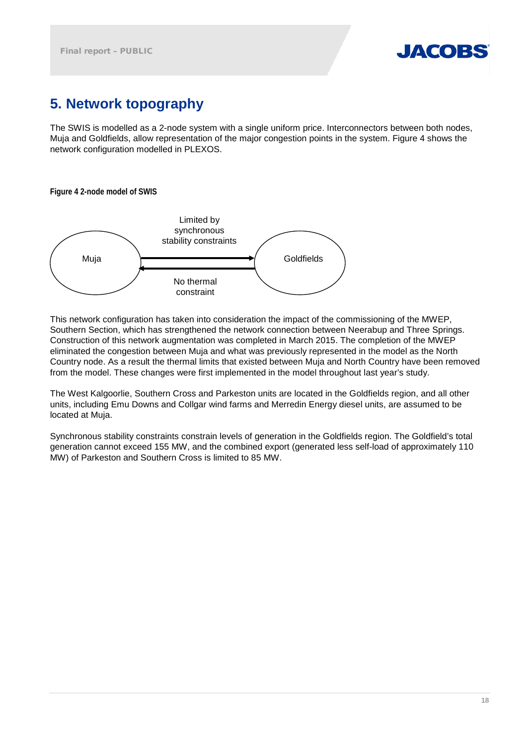# 5. Network topography

The SWIS is modelled as a 2-node system with a single uniform price. Interconnectors between both nodes, Muja and Goldfields, allow representation of the major congestion points in the system. Figure 4 shows the network configuration modelled in PLEXOS.

**Figure 4 2-node model of SWIS**

Muja

Limited by synchronous stability constraints

No thermal constraint

Goldfields

This network configuration has taken into consideration the impact of the commissioning of the MWEP, Southern Section, which has strengthened the network connection between Neerabup and Three Springs. Construction of this network augmentation was completed in March 2015. The completion of the MWEP eliminated the congestion between Muja and what was previously represented in the model as the North Country node. As a result the thermal limits that existed between Muja and North Country have been removed from the model. These changes were first implemented in the model throughout last year's study.

The West Kalgoorlie, Southern Cross and Parkeston units are located in the Goldfields region, and all other units, including Emu Downs and Collgar wind farms and Merredin Energy diesel units, are assumed to be located at Muja.

Synchronous stability constraints constrain levels of generation in the Goldfields region. The Goldfield's total generation cannot exceed 155 MW, and the combined export (generated less self-load of approximately 110 MW) of Parkeston and Southern Cross is limited to 85 MW.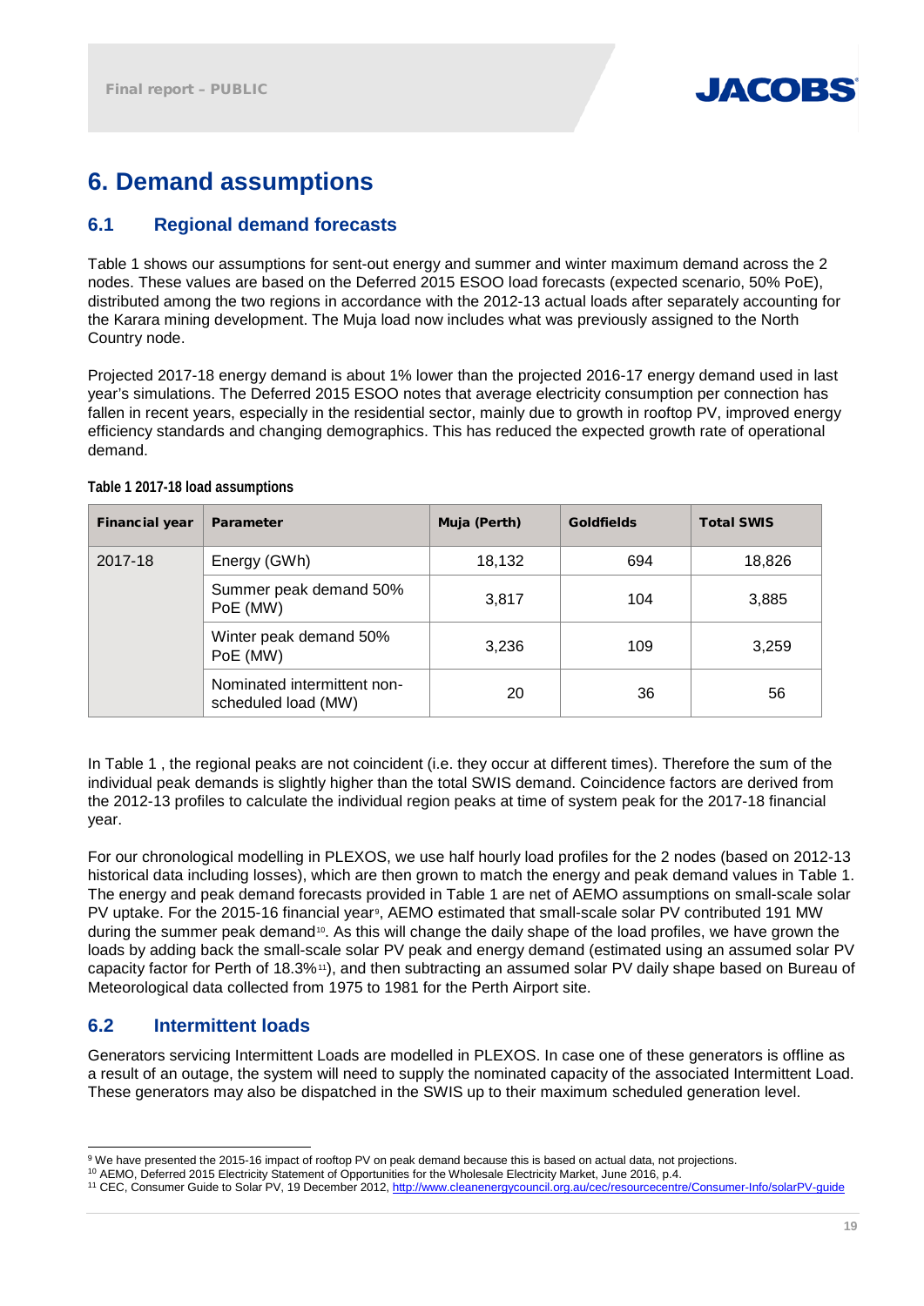# 6. Demand assumptions

## 6.1 Regional demand forecasts

Table 1 shows our assumptions for sent-out energy and summer and winter maximum demand across the 2 nodes. These values are based on the Deferred 2015 ESOO load forecasts (expected scenario, 50% PoE), distributed among the two regions in accordance with the 2012-13 actual loads after separately accounting for the Karara mining development. The Muja load now includes what was previously assigned to the North Country node.

Projected 2017-18 energy demand is about 1% lower than the projected 2016-17 energy demand used in last year's simulations. The Deferred 2015 ESOO notes that average electricity consumption per connection has fallen in recent years, especially in the residential sector, mainly due to growth in rooftop PV, improved energy efficiency standards and changing demographics. This has reduced the expected growth rate of operational demand.

**Table 1 2017-18 load assumptions**

| Financial year | Parameter | Muja (Perth) | Goldfields | Total SWIS |
|---|---|---|---|---|
| 2017-18 | Energy (GWh) | 18,132 | 694 | 18,826 |
| | Summer peak demand 50% PoE (MW) | 3,817 | 104 | 3,885 |
| | Winter peak demand 50% PoE (MW) | 3,236 | 109 | 3,259 |
| | Nominated intermittent non-scheduled load (MW) | 20 | 36 | 56 |

In Table 1 , the regional peaks are not coincident (i.e. they occur at different times). Therefore the sum of the individual peak demands is slightly higher than the total SWIS demand. Coincidence factors are derived from the 2012-13 profiles to calculate the individual region peaks at time of system peak for the 2017-18 financial year.

For our chronological modelling in PLEXOS, we use half hourly load profiles for the 2 nodes (based on 2012-13 historical data including losses), which are then grown to match the energy and peak demand values in Table 1. The energy and peak demand forecasts provided in Table 1 are net of AEMO assumptions on small-scale solar PV uptake. For the 2015-16 financial year[9], AEMO estimated that small-scale solar PV contributed 191 MW during the summer peak demand[10]. As this will change the daily shape of the load profiles, we have grown the loads by adding back the small-scale solar PV peak and energy demand (estimated using an assumed solar PV capacity factor for Perth of 18.3%[11]), and then subtracting an assumed solar PV daily shape based on Bureau of Meteorological data collected from 1975 to 1981 for the Perth Airport site.

## 6.2 Intermittent loads

Generators servicing Intermittent Loads are modelled in PLEXOS. In case one of these generators is offline as a result of an outage, the system will need to supply the nominated capacity of the associated Intermittent Load. These generators may also be dispatched in the SWIS up to their maximum scheduled generation level.

---

[9] We have presented the 2015-16 impact of rooftop PV on peak demand because this is based on actual data, not projections.

[10] AEMO, Deferred 2015 Electricity Statement of Opportunities for the Wholesale Electricity Market, June 2016, p.4.

[11] CEC, Consumer Guide to Solar PV, 19 December 2012, http://www.cleanenergycouncil.org.au/cec/resourcecentre/Consumer-Info/solarPV-guide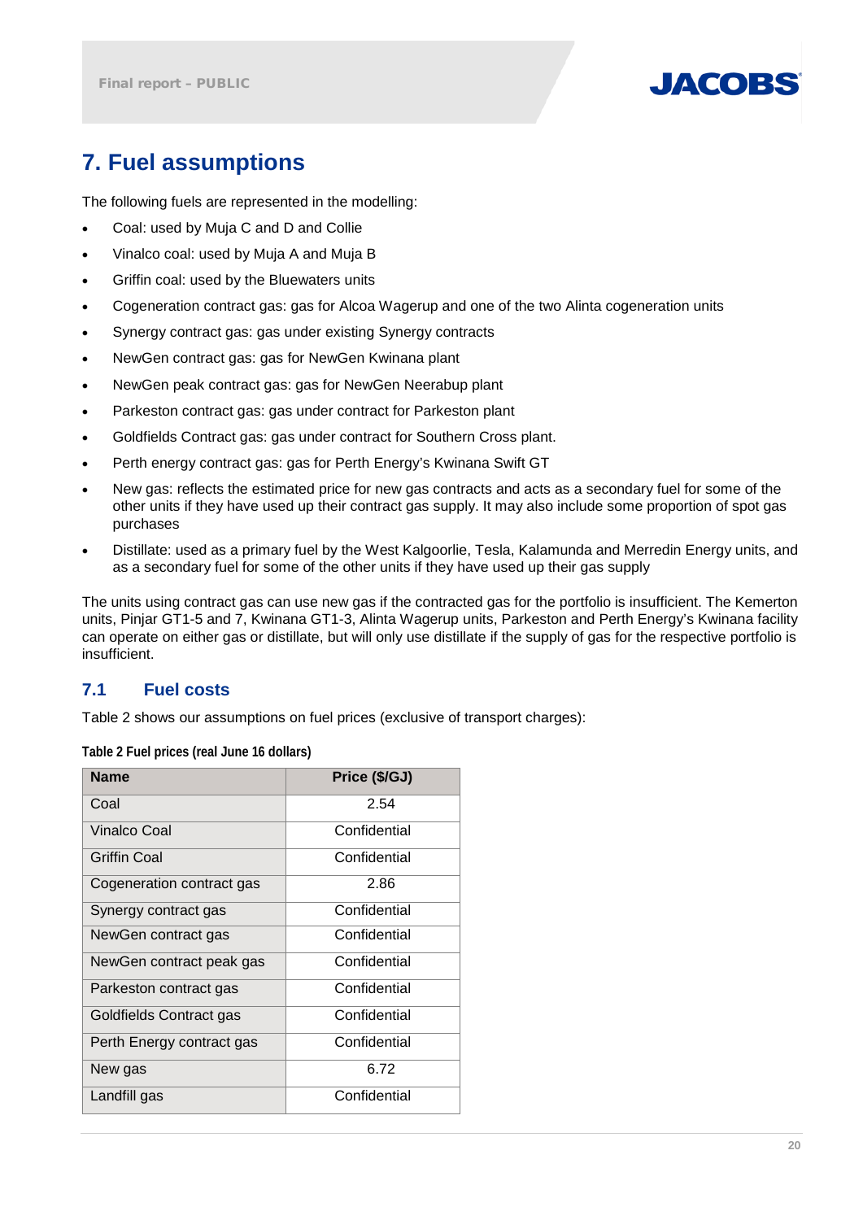# 7. Fuel assumptions

The following fuels are represented in the modelling:

- Coal: used by Muja C and D and Collie
- Vinalco coal: used by Muja A and Muja B
- Griffin coal: used by the Bluewaters units
- Cogeneration contract gas: gas for Alcoa Wagerup and one of the two Alinta cogeneration units
- Synergy contract gas: gas under existing Synergy contracts
- NewGen contract gas: gas for NewGen Kwinana plant
- NewGen peak contract gas: gas for NewGen Neerabup plant
- Parkeston contract gas: gas under contract for Parkeston plant
- Goldfields Contract gas: gas under contract for Southern Cross plant.
- Perth energy contract gas: gas for Perth Energy's Kwinana Swift GT
- New gas: reflects the estimated price for new gas contracts and acts as a secondary fuel for some of the other units if they have used up their contract gas supply. It may also include some proportion of spot gas purchases
- Distillate: used as a primary fuel by the West Kalgoorlie, Tesla, Kalamunda and Merredin Energy units, and as a secondary fuel for some of the other units if they have used up their gas supply

The units using contract gas can use new gas if the contracted gas for the portfolio is insufficient. The Kemerton units, Pinjar GT1-5 and 7, Kwinana GT1-3, Alinta Wagerup units, Parkeston and Perth Energy's Kwinana facility can operate on either gas or distillate, but will only use distillate if the supply of gas for the respective portfolio is insufficient.

## 7.1 Fuel costs

Table 2 shows our assumptions on fuel prices (exclusive of transport charges):

**Table 2 Fuel prices (real June 16 dollars)**

| Name | Price ($/GJ) |
|---|---|
| Coal | 2.54 |
| Vinalco Coal | Confidential |
| Griffin Coal | Confidential |
| Cogeneration contract gas | 2.86 |
| Synergy contract gas | Confidential |
| NewGen contract gas | Confidential |
| NewGen contract peak gas | Confidential |
| Parkeston contract gas | Confidential |
| Goldfields Contract gas | Confidential |
| Perth Energy contract gas | Confidential |
| New gas | 6.72 |
| Landfill gas | Confidential |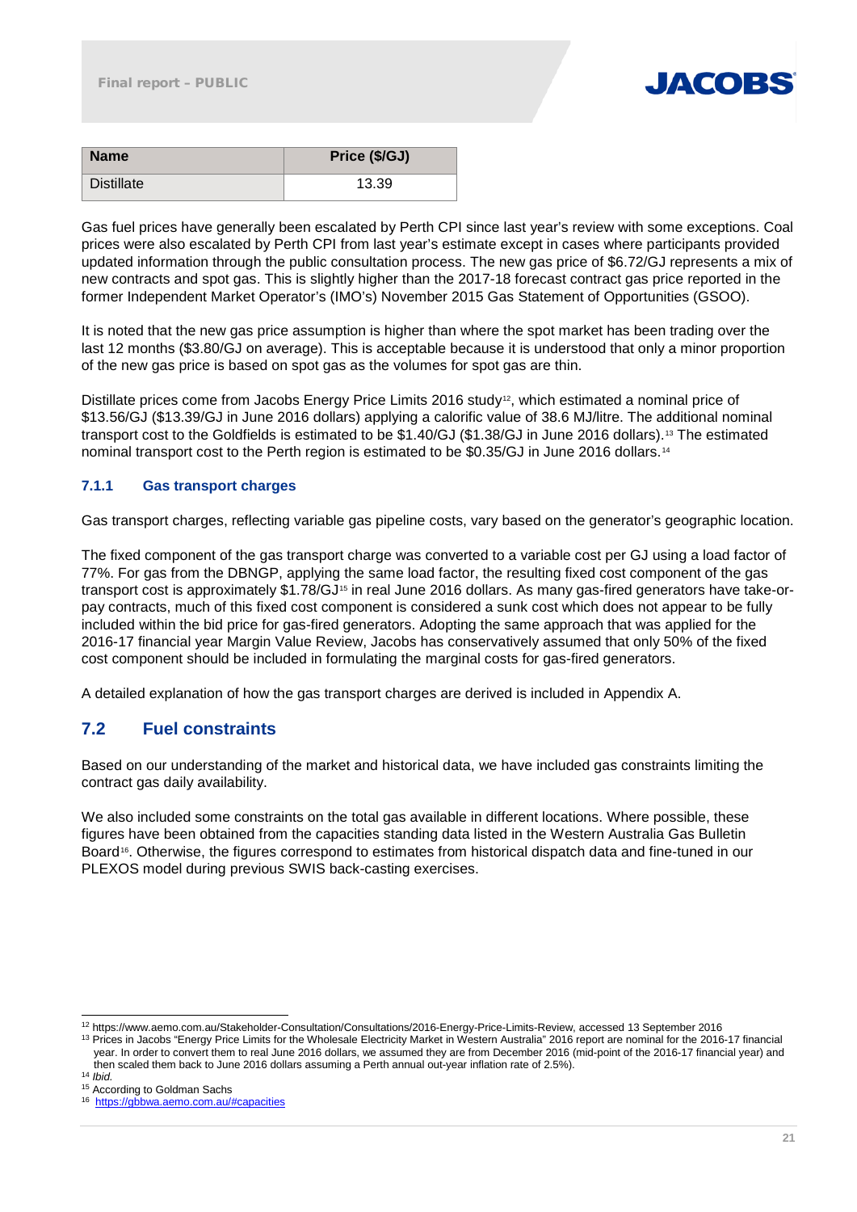| Name | Price ($/GJ) |
| --- | --- |
| Distillate | 13.39 |

Gas fuel prices have generally been escalated by Perth CPI since last year's review with some exceptions. Coal prices were also escalated by Perth CPI from last year's estimate except in cases where participants provided updated information through the public consultation process. The new gas price of $6.72/GJ represents a mix of new contracts and spot gas. This is slightly higher than the 2017-18 forecast contract gas price reported in the former Independent Market Operator's (IMO's) November 2015 Gas Statement of Opportunities (GSOO).

It is noted that the new gas price assumption is higher than where the spot market has been trading over the last 12 months ($3.80/GJ on average). This is acceptable because it is understood that only a minor proportion of the new gas price is based on spot gas as the volumes for spot gas are thin.

Distillate prices come from Jacobs Energy Price Limits 2016 study[12], which estimated a nominal price of $13.56/GJ ($13.39/GJ in June 2016 dollars) applying a calorific value of 38.6 MJ/litre. The additional nominal transport cost to the Goldfields is estimated to be $1.40/GJ ($1.38/GJ in June 2016 dollars).[13] The estimated nominal transport cost to the Perth region is estimated to be $0.35/GJ in June 2016 dollars.[14]

### 7.1.1 Gas transport charges

Gas transport charges, reflecting variable gas pipeline costs, vary based on the generator's geographic location.

The fixed component of the gas transport charge was converted to a variable cost per GJ using a load factor of 77%. For gas from the DBNGP, applying the same load factor, the resulting fixed cost component of the gas transport cost is approximately $1.78/GJ[15] in real June 2016 dollars. As many gas-fired generators have take-or-pay contracts, much of this fixed cost component is considered a sunk cost which does not appear to be fully included within the bid price for gas-fired generators. Adopting the same approach that was applied for the 2016-17 financial year Margin Value Review, Jacobs has conservatively assumed that only 50% of the fixed cost component should be included in formulating the marginal costs for gas-fired generators.

A detailed explanation of how the gas transport charges are derived is included in Appendix A.

## 7.2 Fuel constraints

Based on our understanding of the market and historical data, we have included gas constraints limiting the contract gas daily availability.

We also included some constraints on the total gas available in different locations. Where possible, these figures have been obtained from the capacities standing data listed in the Western Australia Gas Bulletin Board[16]. Otherwise, the figures correspond to estimates from historical dispatch data and fine-tuned in our PLEXOS model during previous SWIS back-casting exercises.

---

[12] https://www.aemo.com.au/Stakeholder-Consultation/Consultations/2016-Energy-Price-Limits-Review, accessed 13 September 2016

[13] Prices in Jacobs "Energy Price Limits for the Wholesale Electricity Market in Western Australia" 2016 report are nominal for the 2016-17 financial year. In order to convert them to real June 2016 dollars, we assumed they are from December 2016 (mid-point of the 2016-17 financial year) and then scaled them back to June 2016 dollars assuming a Perth annual out-year inflation rate of 2.5%).

[14] *Ibid.*

[15] According to Goldman Sachs

[16] https://gbbwa.aemo.com.au/#capacities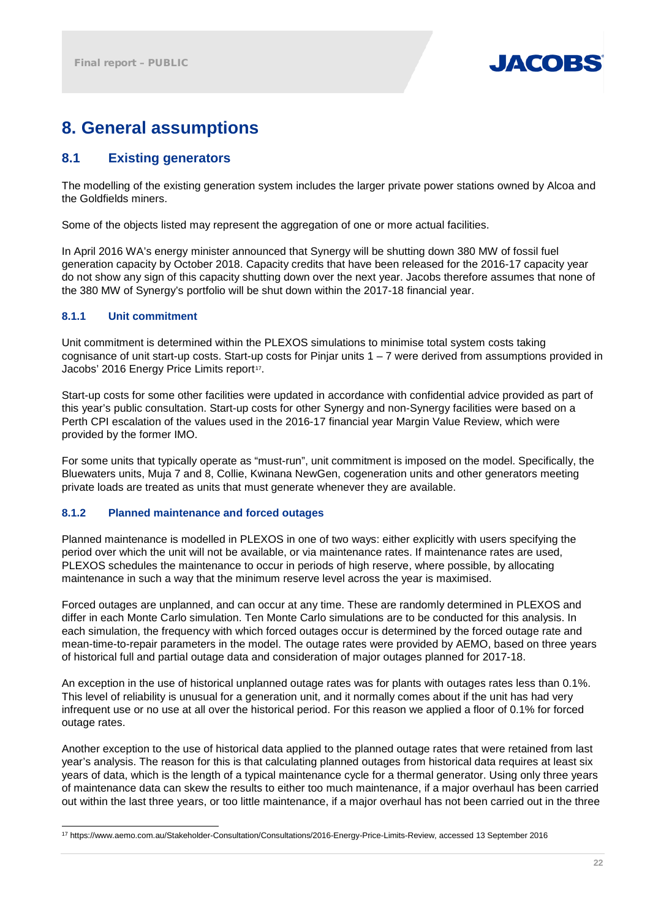# 8. General assumptions

## 8.1 Existing generators

The modelling of the existing generation system includes the larger private power stations owned by Alcoa and the Goldfields miners.

Some of the objects listed may represent the aggregation of one or more actual facilities.

In April 2016 WA's energy minister announced that Synergy will be shutting down 380 MW of fossil fuel generation capacity by October 2018. Capacity credits that have been released for the 2016-17 capacity year do not show any sign of this capacity shutting down over the next year. Jacobs therefore assumes that none of the 380 MW of Synergy's portfolio will be shut down within the 2017-18 financial year.

### 8.1.1 Unit commitment

Unit commitment is determined within the PLEXOS simulations to minimise total system costs taking cognisance of unit start-up costs. Start-up costs for Pinjar units 1 – 7 were derived from assumptions provided in Jacobs' 2016 Energy Price Limits report[17].

Start-up costs for some other facilities were updated in accordance with confidential advice provided as part of this year's public consultation. Start-up costs for other Synergy and non-Synergy facilities were based on a Perth CPI escalation of the values used in the 2016-17 financial year Margin Value Review, which were provided by the former IMO.

For some units that typically operate as "must-run", unit commitment is imposed on the model. Specifically, the Bluewaters units, Muja 7 and 8, Collie, Kwinana NewGen, cogeneration units and other generators meeting private loads are treated as units that must generate whenever they are available.

### 8.1.2 Planned maintenance and forced outages

Planned maintenance is modelled in PLEXOS in one of two ways: either explicitly with users specifying the period over which the unit will not be available, or via maintenance rates. If maintenance rates are used, PLEXOS schedules the maintenance to occur in periods of high reserve, where possible, by allocating maintenance in such a way that the minimum reserve level across the year is maximised.

Forced outages are unplanned, and can occur at any time. These are randomly determined in PLEXOS and differ in each Monte Carlo simulation. Ten Monte Carlo simulations are to be conducted for this analysis. In each simulation, the frequency with which forced outages occur is determined by the forced outage rate and mean-time-to-repair parameters in the model. The outage rates were provided by AEMO, based on three years of historical full and partial outage data and consideration of major outages planned for 2017-18.

An exception in the use of historical unplanned outage rates was for plants with outages rates less than 0.1%. This level of reliability is unusual for a generation unit, and it normally comes about if the unit has had very infrequent use or no use at all over the historical period. For this reason we applied a floor of 0.1% for forced outage rates.

Another exception to the use of historical data applied to the planned outage rates that were retained from last year's analysis. The reason for this is that calculating planned outages from historical data requires at least six years of data, which is the length of a typical maintenance cycle for a thermal generator. Using only three years of maintenance data can skew the results to either too much maintenance, if a major overhaul has been carried out within the last three years, or too little maintenance, if a major overhaul has not been carried out in the three

---

[17] https://www.aemo.com.au/Stakeholder-Consultation/Consultations/2016-Energy-Price-Limits-Review, accessed 13 September 2016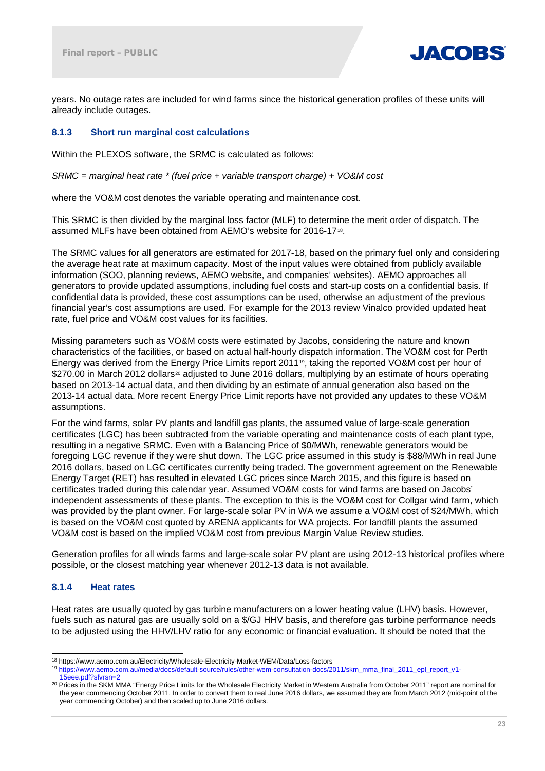years. No outage rates are included for wind farms since the historical generation profiles of these units will already include outages.

### 8.1.3 Short run marginal cost calculations

Within the PLEXOS software, the SRMC is calculated as follows:

*SRMC = marginal heat rate * (fuel price + variable transport charge) + VO&M cost*

where the VO&M cost denotes the variable operating and maintenance cost.

This SRMC is then divided by the marginal loss factor (MLF) to determine the merit order of dispatch. The assumed MLFs have been obtained from AEMO's website for 2016-17[18].

The SRMC values for all generators are estimated for 2017-18, based on the primary fuel only and considering the average heat rate at maximum capacity. Most of the input values were obtained from publicly available information (SOO, planning reviews, AEMO website, and companies' websites). AEMO approaches all generators to provide updated assumptions, including fuel costs and start-up costs on a confidential basis. If confidential data is provided, these cost assumptions can be used, otherwise an adjustment of the previous financial year's cost assumptions are used. For example for the 2013 review Vinalco provided updated heat rate, fuel price and VO&M cost values for its facilities.

Missing parameters such as VO&M costs were estimated by Jacobs, considering the nature and known characteristics of the facilities, or based on actual half-hourly dispatch information. The VO&M cost for Perth Energy was derived from the Energy Price Limits report 2011[19], taking the reported VO&M cost per hour of $270.00 in March 2012 dollars[20] adjusted to June 2016 dollars, multiplying by an estimate of hours operating based on 2013-14 actual data, and then dividing by an estimate of annual generation also based on the 2013-14 actual data. More recent Energy Price Limit reports have not provided any updates to these VO&M assumptions.

For the wind farms, solar PV plants and landfill gas plants, the assumed value of large-scale generation certificates (LGC) has been subtracted from the variable operating and maintenance costs of each plant type, resulting in a negative SRMC. Even with a Balancing Price of $0/MWh, renewable generators would be foregoing LGC revenue if they were shut down. The LGC price assumed in this study is $88/MWh in real June 2016 dollars, based on LGC certificates currently being traded. The government agreement on the Renewable Energy Target (RET) has resulted in elevated LGC prices since March 2015, and this figure is based on certificates traded during this calendar year. Assumed VO&M costs for wind farms are based on Jacobs' independent assessments of these plants. The exception to this is the VO&M cost for Collgar wind farm, which was provided by the plant owner. For large-scale solar PV in WA we assume a VO&M cost of $24/MWh, which is based on the VO&M cost quoted by ARENA applicants for WA projects. For landfill plants the assumed VO&M cost is based on the implied VO&M cost from previous Margin Value Review studies.

Generation profiles for all winds farms and large-scale solar PV plant are using 2012-13 historical profiles where possible, or the closest matching year whenever 2012-13 data is not available.

### 8.1.4 Heat rates

Heat rates are usually quoted by gas turbine manufacturers on a lower heating value (LHV) basis. However, fuels such as natural gas are usually sold on a $/GJ HHV basis, and therefore gas turbine performance needs to be adjusted using the HHV/LHV ratio for any economic or financial evaluation. It should be noted that the

---

[18] https://www.aemo.com.au/Electricity/Wholesale-Electricity-Market-WEM/Data/Loss-factors

[19] https://www.aemo.com.au/media/docs/default-source/rules/other-wem-consultation-docs/2011/skm_mma_final_2011_epl_report_v1-15eee.pdf?sfvrsn=2

[20] Prices in the SKM MMA "Energy Price Limits for the Wholesale Electricity Market in Western Australia from October 2011" report are nominal for the year commencing October 2011. In order to convert them to real June 2016 dollars, we assumed they are from March 2012 (mid-point of the year commencing October) and then scaled up to June 2016 dollars.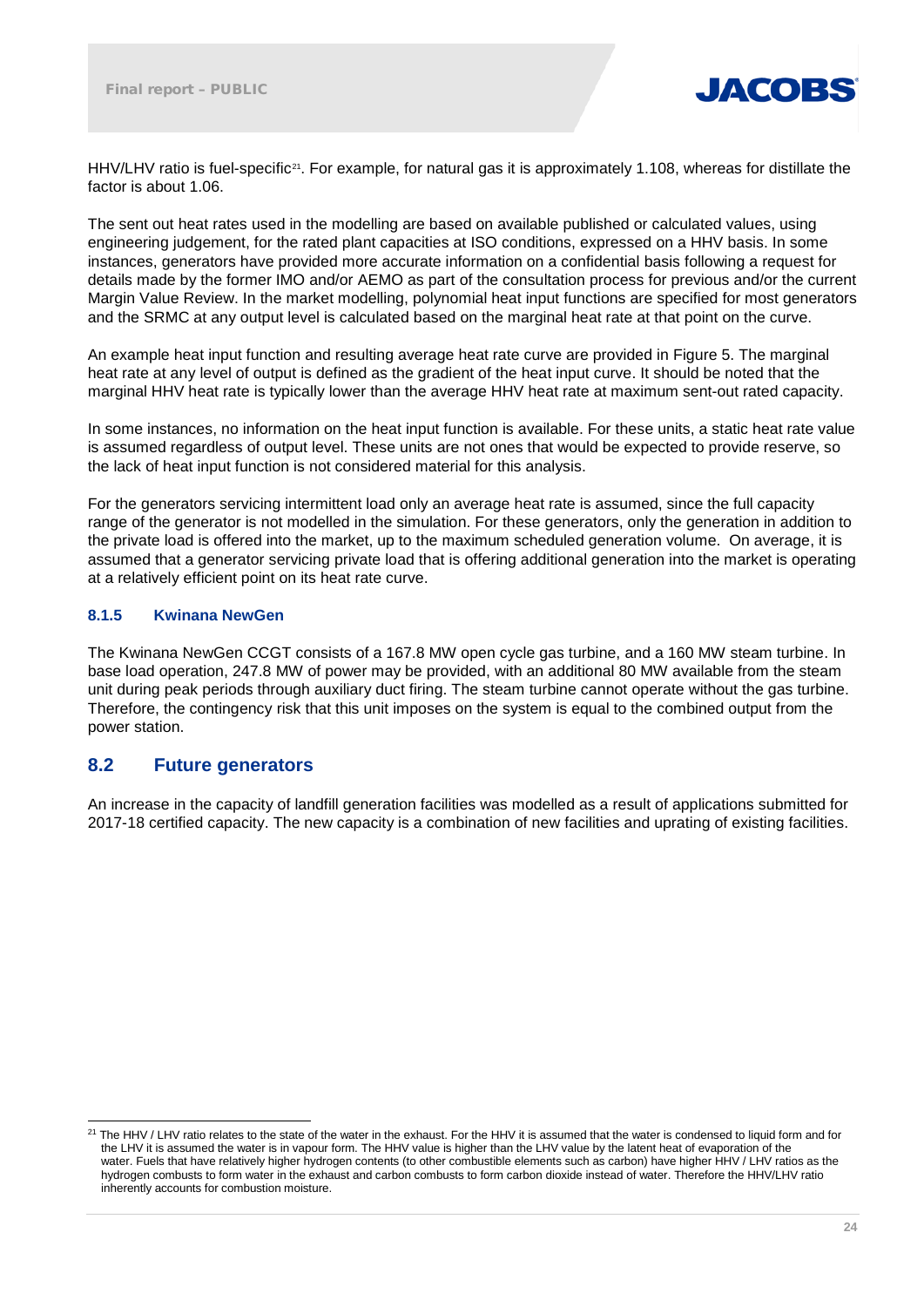HHV/LHV ratio is fuel-specific[21]. For example, for natural gas it is approximately 1.108, whereas for distillate the factor is about 1.06.

The sent out heat rates used in the modelling are based on available published or calculated values, using engineering judgement, for the rated plant capacities at ISO conditions, expressed on a HHV basis. In some instances, generators have provided more accurate information on a confidential basis following a request for details made by the former IMO and/or AEMO as part of the consultation process for previous and/or the current Margin Value Review. In the market modelling, polynomial heat input functions are specified for most generators and the SRMC at any output level is calculated based on the marginal heat rate at that point on the curve.

An example heat input function and resulting average heat rate curve are provided in Figure 5. The marginal heat rate at any level of output is defined as the gradient of the heat input curve. It should be noted that the marginal HHV heat rate is typically lower than the average HHV heat rate at maximum sent-out rated capacity.

In some instances, no information on the heat input function is available. For these units, a static heat rate value is assumed regardless of output level. These units are not ones that would be expected to provide reserve, so the lack of heat input function is not considered material for this analysis.

For the generators servicing intermittent load only an average heat rate is assumed, since the full capacity range of the generator is not modelled in the simulation. For these generators, only the generation in addition to the private load is offered into the market, up to the maximum scheduled generation volume. On average, it is assumed that a generator servicing private load that is offering additional generation into the market is operating at a relatively efficient point on its heat rate curve.

#### 8.1.5 Kwinana NewGen

The Kwinana NewGen CCGT consists of a 167.8 MW open cycle gas turbine, and a 160 MW steam turbine. In base load operation, 247.8 MW of power may be provided, with an additional 80 MW available from the steam unit during peak periods through auxiliary duct firing. The steam turbine cannot operate without the gas turbine. Therefore, the contingency risk that this unit imposes on the system is equal to the combined output from the power station.

## 8.2 Future generators

An increase in the capacity of landfill generation facilities was modelled as a result of applications submitted for 2017-18 certified capacity. The new capacity is a combination of new facilities and uprating of existing facilities.

---

[21] The HHV / LHV ratio relates to the state of the water in the exhaust. For the HHV it is assumed that the water is condensed to liquid form and for the LHV it is assumed the water is in vapour form. The HHV value is higher than the LHV value by the latent heat of evaporation of the water. Fuels that have relatively higher hydrogen contents (to other combustible elements such as carbon) have higher HHV / LHV ratios as the hydrogen combusts to form water in the exhaust and carbon combusts to form carbon dioxide instead of water. Therefore the HHV/LHV ratio inherently accounts for combustion moisture.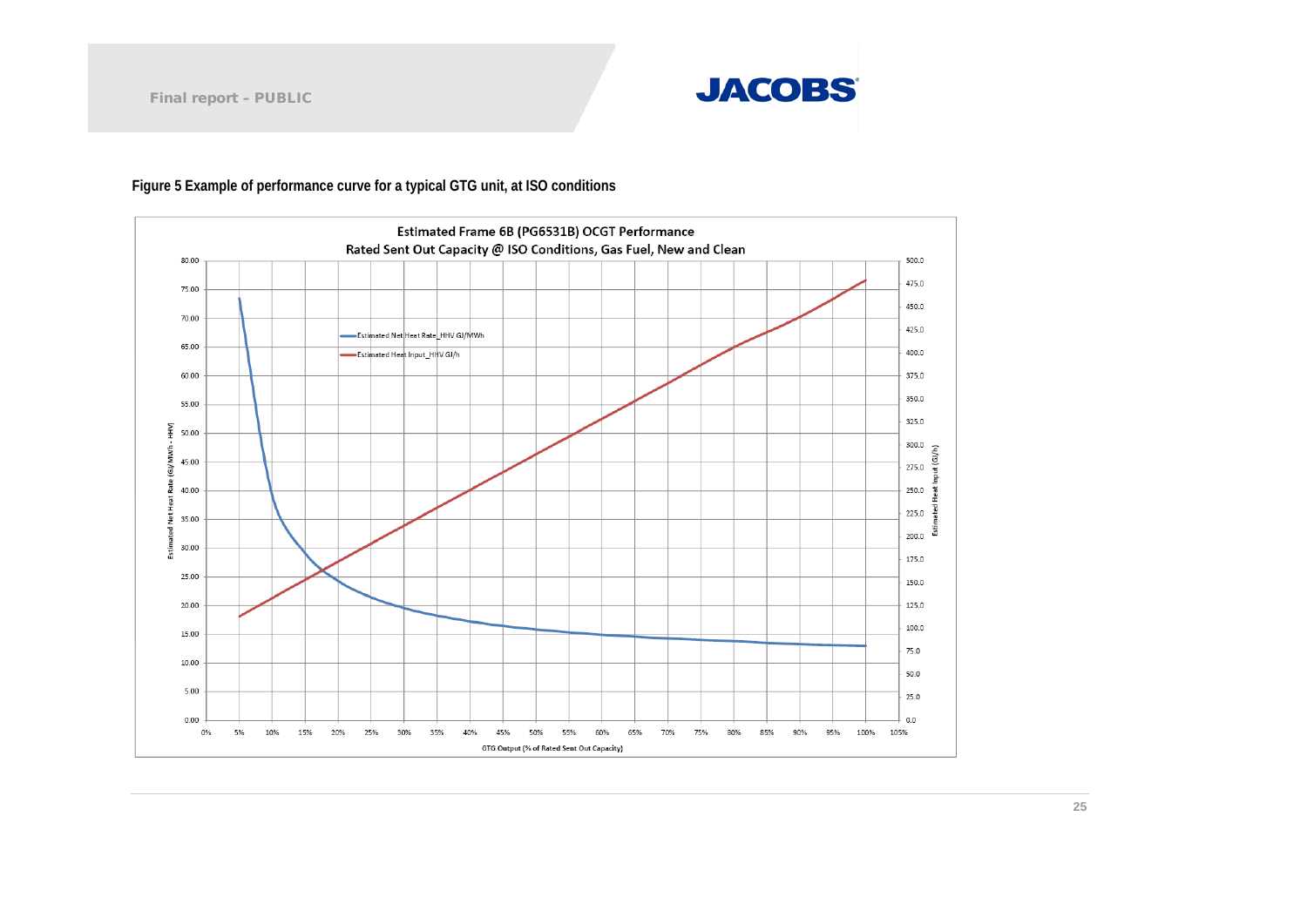**Figure 5 Example of performance curve for a typical GTG unit, at ISO conditions**

Estimated Frame 6B (PG6531B) OCGT Performance
Rated Sent Out Capacity @ ISO Conditions, Gas Fuel, New and Clean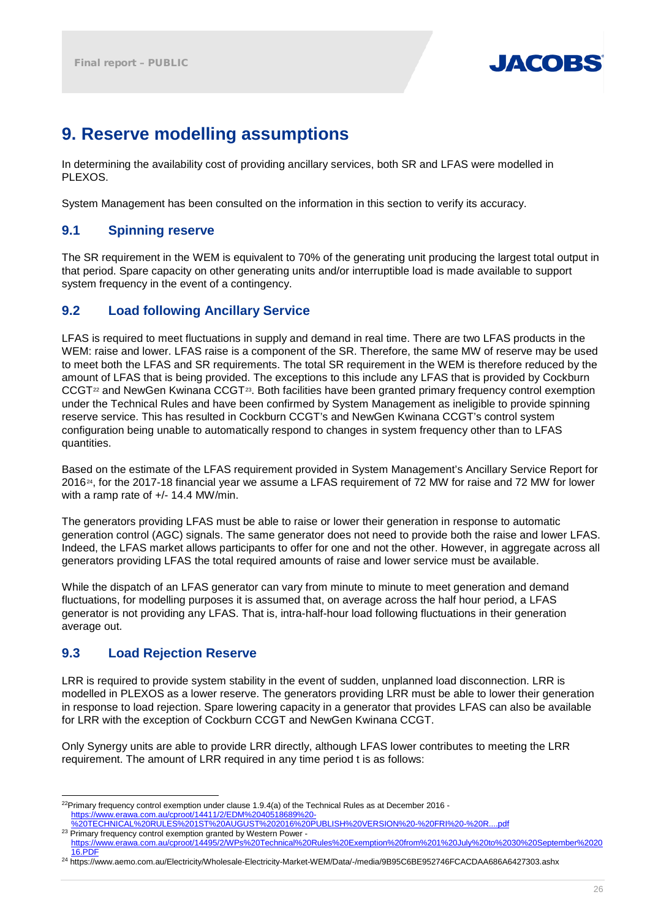# 9. Reserve modelling assumptions

In determining the availability cost of providing ancillary services, both SR and LFAS were modelled in PLEXOS.

System Management has been consulted on the information in this section to verify its accuracy.

## 9.1 Spinning reserve

The SR requirement in the WEM is equivalent to 70% of the generating unit producing the largest total output in that period. Spare capacity on other generating units and/or interruptible load is made available to support system frequency in the event of a contingency.

## 9.2 Load following Ancillary Service

LFAS is required to meet fluctuations in supply and demand in real time. There are two LFAS products in the WEM: raise and lower. LFAS raise is a component of the SR. Therefore, the same MW of reserve may be used to meet both the LFAS and SR requirements. The total SR requirement in the WEM is therefore reduced by the amount of LFAS that is being provided. The exceptions to this include any LFAS that is provided by Cockburn CCGT[22] and NewGen Kwinana CCGT[23]. Both facilities have been granted primary frequency control exemption under the Technical Rules and have been confirmed by System Management as ineligible to provide spinning reserve service. This has resulted in Cockburn CCGT's and NewGen Kwinana CCGT's control system configuration being unable to automatically respond to changes in system frequency other than to LFAS quantities.

Based on the estimate of the LFAS requirement provided in System Management's Ancillary Service Report for 2016[24], for the 2017-18 financial year we assume a LFAS requirement of 72 MW for raise and 72 MW for lower with a ramp rate of +/- 14.4 MW/min.

The generators providing LFAS must be able to raise or lower their generation in response to automatic generation control (AGC) signals. The same generator does not need to provide both the raise and lower LFAS. Indeed, the LFAS market allows participants to offer for one and not the other. However, in aggregate across all generators providing LFAS the total required amounts of raise and lower service must be available.

While the dispatch of an LFAS generator can vary from minute to minute to meet generation and demand fluctuations, for modelling purposes it is assumed that, on average across the half hour period, a LFAS generator is not providing any LFAS. That is, intra-half-hour load following fluctuations in their generation average out.

## 9.3 Load Rejection Reserve

LRR is required to provide system stability in the event of sudden, unplanned load disconnection. LRR is modelled in PLEXOS as a lower reserve. The generators providing LRR must be able to lower their generation in response to load rejection. Spare lowering capacity in a generator that provides LFAS can also be available for LRR with the exception of Cockburn CCGT and NewGen Kwinana CCGT.

Only Synergy units are able to provide LRR directly, although LFAS lower contributes to meeting the LRR requirement. The amount of LRR required in any time period t is as follows:

---

[22] Primary frequency control exemption under clause 1.9.4(a) of the Technical Rules as at December 2016 - https://www.erawa.com.au/cproot/14411/2/EDM%2040518689%20-%20TECHNICAL%20RULES%201ST%20AUGUST%202016%20PUBLISH%20VERSION%20-%20FRI%20-%20R....pdf

[23] Primary frequency control exemption granted by Western Power - https://www.erawa.com.au/cproot/14495/2/WPs%20Technical%20Rules%20Exemption%20from%201%20July%20to%2030%20September%202016.PDF

[24] https://www.aemo.com.au/Electricity/Wholesale-Electricity-Market-WEM/Data/-/media/9B95C6BE952746FCACDAA686A6427303.ashx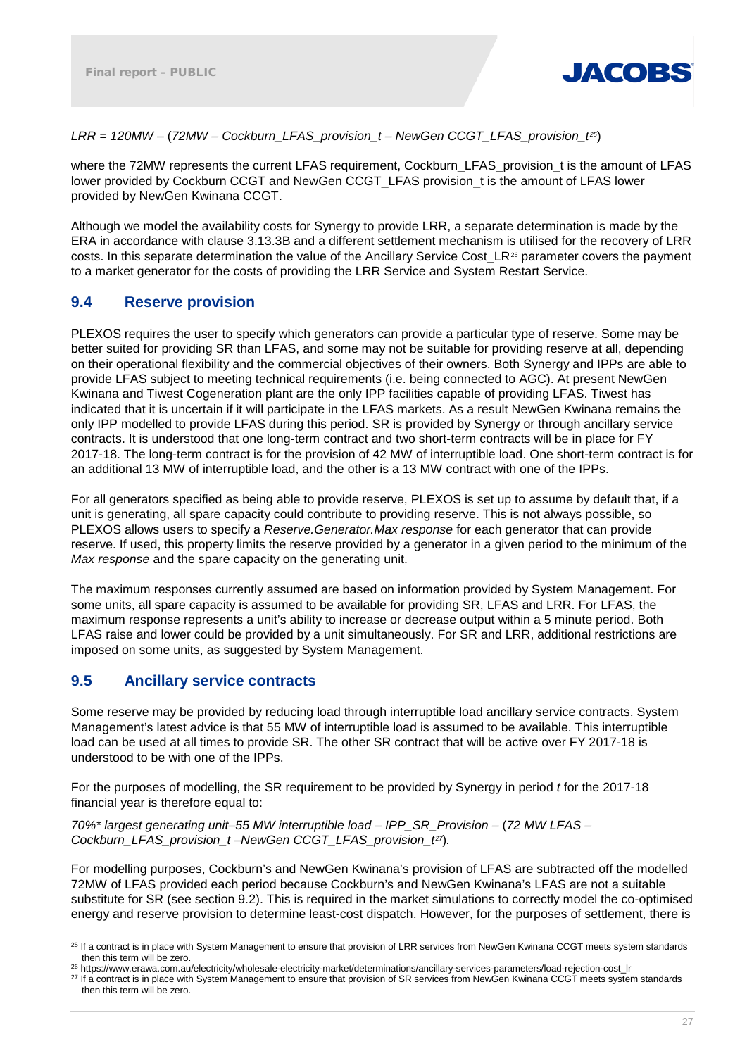*LRR = 120MW – (72MW – Cockburn_LFAS_provision_t – NewGen CCGT_LFAS_provision_t*[25])

where the 72MW represents the current LFAS requirement, Cockburn_LFAS_provision_t is the amount of LFAS lower provided by Cockburn CCGT and NewGen CCGT_LFAS provision_t is the amount of LFAS lower provided by NewGen Kwinana CCGT.

Although we model the availability costs for Synergy to provide LRR, a separate determination is made by the ERA in accordance with clause 3.13.3B and a different settlement mechanism is utilised for the recovery of LRR costs. In this separate determination the value of the Ancillary Service Cost_LR[26] parameter covers the payment to a market generator for the costs of providing the LRR Service and System Restart Service.

## 9.4 Reserve provision

PLEXOS requires the user to specify which generators can provide a particular type of reserve. Some may be better suited for providing SR than LFAS, and some may not be suitable for providing reserve at all, depending on their operational flexibility and the commercial objectives of their owners. Both Synergy and IPPs are able to provide LFAS subject to meeting technical requirements (i.e. being connected to AGC). At present NewGen Kwinana and Tiwest Cogeneration plant are the only IPP facilities capable of providing LFAS. Tiwest has indicated that it is uncertain if it will participate in the LFAS markets. As a result NewGen Kwinana remains the only IPP modelled to provide LFAS during this period. SR is provided by Synergy or through ancillary service contracts. It is understood that one long-term contract and two short-term contracts will be in place for FY 2017-18. The long-term contract is for the provision of 42 MW of interruptible load. One short-term contract is for an additional 13 MW of interruptible load, and the other is a 13 MW contract with one of the IPPs.

For all generators specified as being able to provide reserve, PLEXOS is set up to assume by default that, if a unit is generating, all spare capacity could contribute to providing reserve. This is not always possible, so PLEXOS allows users to specify a *Reserve.Generator.Max response* for each generator that can provide reserve. If used, this property limits the reserve provided by a generator in a given period to the minimum of the *Max response* and the spare capacity on the generating unit.

The maximum responses currently assumed are based on information provided by System Management. For some units, all spare capacity is assumed to be available for providing SR, LFAS and LRR. For LFAS, the maximum response represents a unit's ability to increase or decrease output within a 5 minute period. Both LFAS raise and lower could be provided by a unit simultaneously. For SR and LRR, additional restrictions are imposed on some units, as suggested by System Management.

## 9.5 Ancillary service contracts

Some reserve may be provided by reducing load through interruptible load ancillary service contracts. System Management's latest advice is that 55 MW of interruptible load is assumed to be available. This interruptible load can be used at all times to provide SR. The other SR contract that will be active over FY 2017-18 is understood to be with one of the IPPs.

For the purposes of modelling, the SR requirement to be provided by Synergy in period *t* for the 2017-18 financial year is therefore equal to:

*70%* largest generating unit–55 MW interruptible load – IPP_SR_Provision – (72 MW LFAS – Cockburn_LFAS_provision_t –NewGen CCGT_LFAS_provision_t*[27]).

For modelling purposes, Cockburn's and NewGen Kwinana's provision of LFAS are subtracted off the modelled 72MW of LFAS provided each period because Cockburn's and NewGen Kwinana's LFAS are not a suitable substitute for SR (see section 9.2). This is required in the market simulations to correctly model the co-optimised energy and reserve provision to determine least-cost dispatch. However, for the purposes of settlement, there is

---

[25] If a contract is in place with System Management to ensure that provision of LRR services from NewGen Kwinana CCGT meets system standards then this term will be zero.

[26] https://www.erawa.com.au/electricity/wholesale-electricity-market/determinations/ancillary-services-parameters/load-rejection-cost_lr

[27] If a contract is in place with System Management to ensure that provision of SR services from NewGen Kwinana CCGT meets system standards then this term will be zero.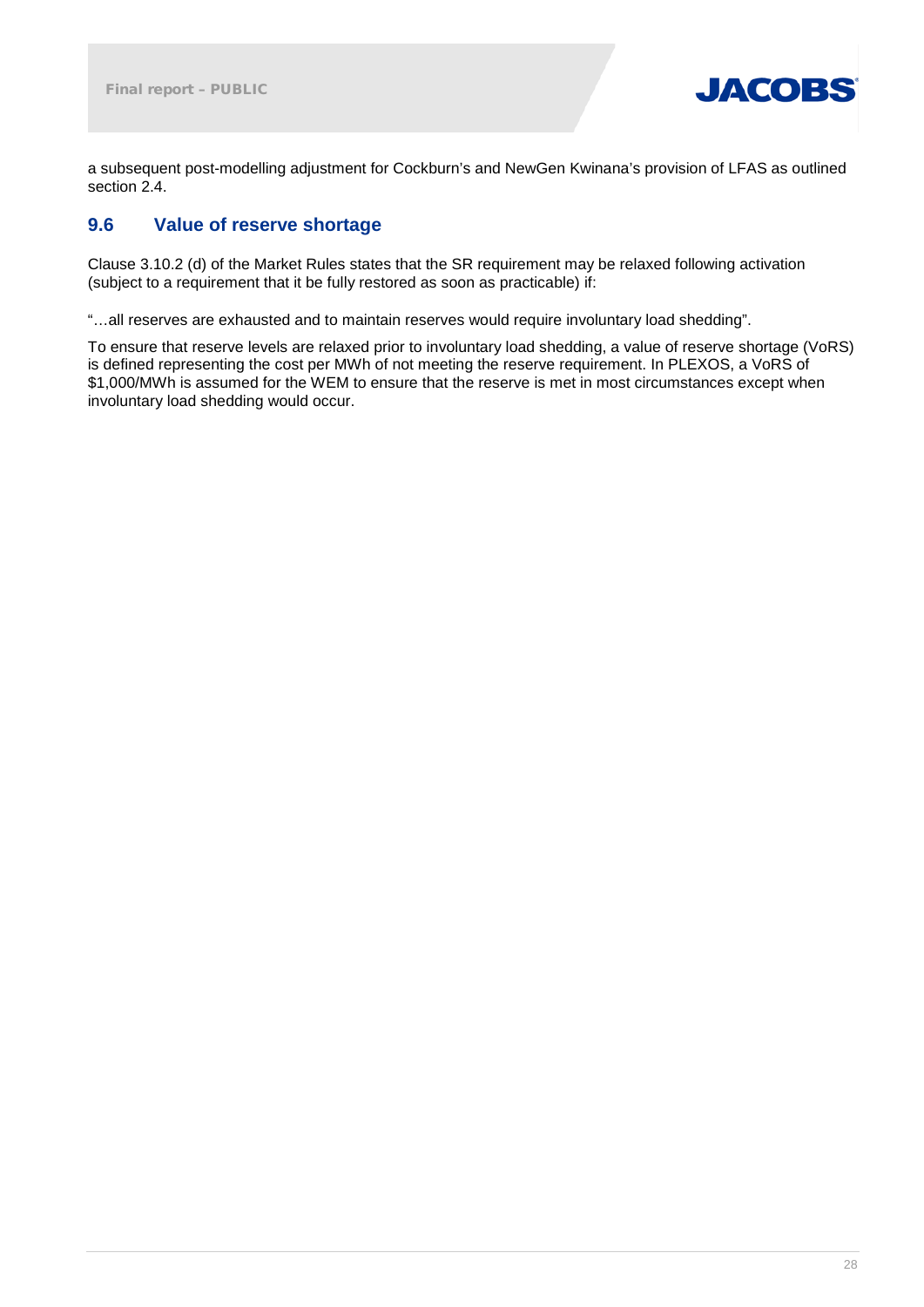a subsequent post-modelling adjustment for Cockburn's and NewGen Kwinana's provision of LFAS as outlined section 2.4.

## 9.6 Value of reserve shortage

Clause 3.10.2 (d) of the Market Rules states that the SR requirement may be relaxed following activation (subject to a requirement that it be fully restored as soon as practicable) if:

"…all reserves are exhausted and to maintain reserves would require involuntary load shedding".

To ensure that reserve levels are relaxed prior to involuntary load shedding, a value of reserve shortage (VoRS) is defined representing the cost per MWh of not meeting the reserve requirement. In PLEXOS, a VoRS of $1,000/MWh is assumed for the WEM to ensure that the reserve is met in most circumstances except when involuntary load shedding would occur.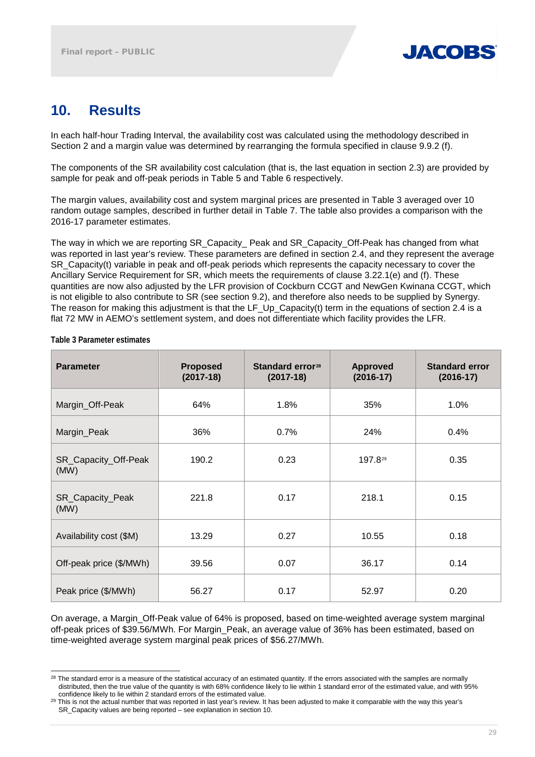# 10. Results

In each half-hour Trading Interval, the availability cost was calculated using the methodology described in Section 2 and a margin value was determined by rearranging the formula specified in clause 9.9.2 (f).

The components of the SR availability cost calculation (that is, the last equation in section 2.3) are provided by sample for peak and off-peak periods in Table 5 and Table 6 respectively.

The margin values, availability cost and system marginal prices are presented in Table 3 averaged over 10 random outage samples, described in further detail in Table 7. The table also provides a comparison with the 2016-17 parameter estimates.

The way in which we are reporting SR_Capacity_ Peak and SR_Capacity_Off-Peak has changed from what was reported in last year's review. These parameters are defined in section 2.4, and they represent the average SR_Capacity(t) variable in peak and off-peak periods which represents the capacity necessary to cover the Ancillary Service Requirement for SR, which meets the requirements of clause 3.22.1(e) and (f). These quantities are now also adjusted by the LFR provision of Cockburn CCGT and NewGen Kwinana CCGT, which is not eligible to also contribute to SR (see section 9.2), and therefore also needs to be supplied by Synergy. The reason for making this adjustment is that the LF_Up_Capacity(t) term in the equations of section 2.4 is a flat 72 MW in AEMO's settlement system, and does not differentiate which facility provides the LFR.

**Table 3 Parameter estimates**

| Parameter | Proposed (2017-18) | Standard error[28] (2017-18) | Approved (2016-17) | Standard error (2016-17) |
|---|---|---|---|---|
| Margin_Off-Peak | 64% | 1.8% | 35% | 1.0% |
| Margin_Peak | 36% | 0.7% | 24% | 0.4% |
| SR_Capacity_Off-Peak (MW) | 190.2 | 0.23 | 197.8[29] | 0.35 |
| SR_Capacity_Peak (MW) | 221.8 | 0.17 | 218.1 | 0.15 |
| Availability cost ($M) | 13.29 | 0.27 | 10.55 | 0.18 |
| Off-peak price ($/MWh) | 39.56 | 0.07 | 36.17 | 0.14 |
| Peak price ($/MWh) | 56.27 | 0.17 | 52.97 | 0.20 |

On average, a Margin_Off-Peak value of 64% is proposed, based on time-weighted average system marginal off-peak prices of $39.56/MWh. For Margin_Peak, an average value of 36% has been estimated, based on time-weighted average system marginal peak prices of $56.27/MWh.

[28] The standard error is a measure of the statistical accuracy of an estimated quantity. If the errors associated with the samples are normally distributed, then the true value of the quantity is with 68% confidence likely to lie within 1 standard error of the estimated value, and with 95% confidence likely to lie within 2 standard errors of the estimated value.

[29] This is not the actual number that was reported in last year's review. It has been adjusted to make it comparable with the way this year's SR_Capacity values are being reported – see explanation in section 10.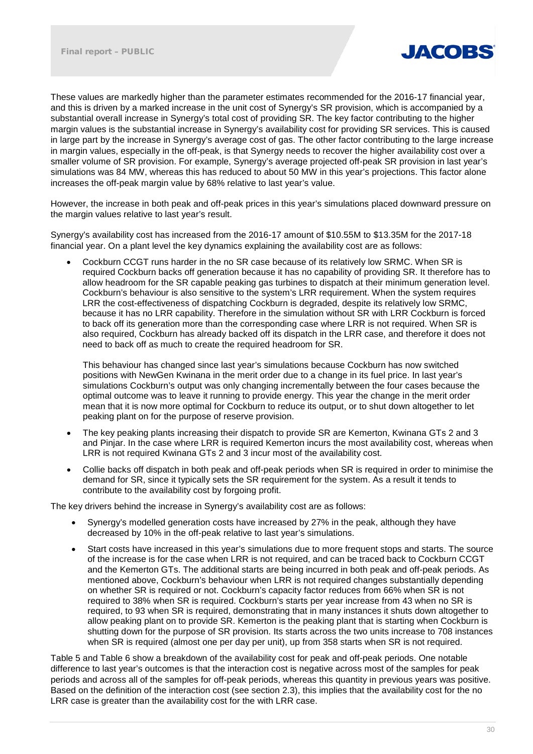These values are markedly higher than the parameter estimates recommended for the 2016-17 financial year, and this is driven by a marked increase in the unit cost of Synergy's SR provision, which is accompanied by a substantial overall increase in Synergy's total cost of providing SR. The key factor contributing to the higher margin values is the substantial increase in Synergy's availability cost for providing SR services. This is caused in large part by the increase in Synergy's average cost of gas. The other factor contributing to the large increase in margin values, especially in the off-peak, is that Synergy needs to recover the higher availability cost over a smaller volume of SR provision. For example, Synergy's average projected off-peak SR provision in last year's simulations was 84 MW, whereas this has reduced to about 50 MW in this year's projections. This factor alone increases the off-peak margin value by 68% relative to last year's value.

However, the increase in both peak and off-peak prices in this year's simulations placed downward pressure on the margin values relative to last year's result.

Synergy's availability cost has increased from the 2016-17 amount of $10.55M to $13.35M for the 2017-18 financial year. On a plant level the key dynamics explaining the availability cost are as follows:

- Cockburn CCGT runs harder in the no SR case because of its relatively low SRMC. When SR is required Cockburn backs off generation because it has no capability of providing SR. It therefore has to allow headroom for the SR capable peaking gas turbines to dispatch at their minimum generation level. Cockburn's behaviour is also sensitive to the system's LRR requirement. When the system requires LRR the cost-effectiveness of dispatching Cockburn is degraded, despite its relatively low SRMC, because it has no LRR capability. Therefore in the simulation without SR with LRR Cockburn is forced to back off its generation more than the corresponding case where LRR is not required. When SR is also required, Cockburn has already backed off its dispatch in the LRR case, and therefore it does not need to back off as much to create the required headroom for SR.

  This behaviour has changed since last year's simulations because Cockburn has now switched positions with NewGen Kwinana in the merit order due to a change in its fuel price. In last year's simulations Cockburn's output was only changing incrementally between the four cases because the optimal outcome was to leave it running to provide energy. This year the change in the merit order mean that it is now more optimal for Cockburn to reduce its output, or to shut down altogether to let peaking plant on for the purpose of reserve provision.

- The key peaking plants increasing their dispatch to provide SR are Kemerton, Kwinana GTs 2 and 3 and Pinjar. In the case where LRR is required Kemerton incurs the most availability cost, whereas when LRR is not required Kwinana GTs 2 and 3 incur most of the availability cost.

- Collie backs off dispatch in both peak and off-peak periods when SR is required in order to minimise the demand for SR, since it typically sets the SR requirement for the system. As a result it tends to contribute to the availability cost by forgoing profit.

The key drivers behind the increase in Synergy's availability cost are as follows:

- Synergy's modelled generation costs have increased by 27% in the peak, although they have decreased by 10% in the off-peak relative to last year's simulations.

- Start costs have increased in this year's simulations due to more frequent stops and starts. The source of the increase is for the case when LRR is not required, and can be traced back to Cockburn CCGT and the Kemerton GTs. The additional starts are being incurred in both peak and off-peak periods. As mentioned above, Cockburn's behaviour when LRR is not required changes substantially depending on whether SR is required or not. Cockburn's capacity factor reduces from 66% when SR is not required to 38% when SR is required. Cockburn's starts per year increase from 43 when no SR is required, to 93 when SR is required, demonstrating that in many instances it shuts down altogether to allow peaking plant on to provide SR. Kemerton is the peaking plant that is starting when Cockburn is shutting down for the purpose of SR provision. Its starts across the two units increase to 708 instances when SR is required (almost one per day per unit), up from 358 starts when SR is not required.

Table 5 and Table 6 show a breakdown of the availability cost for peak and off-peak periods. One notable difference to last year's outcomes is that the interaction cost is negative across most of the samples for peak periods and across all of the samples for off-peak periods, whereas this quantity in previous years was positive. Based on the definition of the interaction cost (see section 2.3), this implies that the availability cost for the no LRR case is greater than the availability cost for the with LRR case.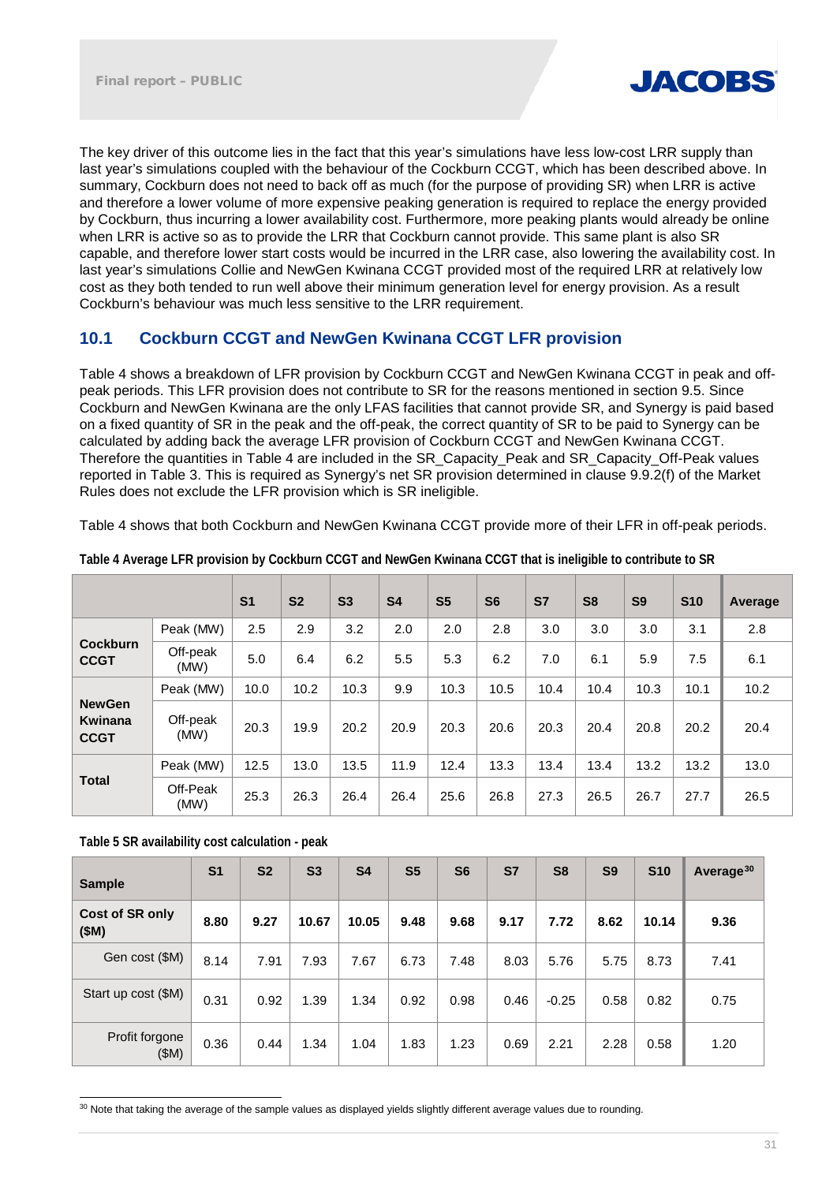The key driver of this outcome lies in the fact that this year's simulations have less low-cost LRR supply than last year's simulations coupled with the behaviour of the Cockburn CCGT, which has been described above. In summary, Cockburn does not need to back off as much (for the purpose of providing SR) when LRR is active and therefore a lower volume of more expensive peaking generation is required to replace the energy provided by Cockburn, thus incurring a lower availability cost. Furthermore, more peaking plants would already be online when LRR is active so as to provide the LRR that Cockburn cannot provide. This same plant is also SR capable, and therefore lower start costs would be incurred in the LRR case, also lowering the availability cost. In last year's simulations Collie and NewGen Kwinana CCGT provided most of the required LRR at relatively low cost as they both tended to run well above their minimum generation level for energy provision. As a result Cockburn's behaviour was much less sensitive to the LRR requirement.

## 10.1 Cockburn CCGT and NewGen Kwinana CCGT LFR provision

Table 4 shows a breakdown of LFR provision by Cockburn CCGT and NewGen Kwinana CCGT in peak and off-peak periods. This LFR provision does not contribute to SR for the reasons mentioned in section 9.5. Since Cockburn and NewGen Kwinana are the only LFAS facilities that cannot provide SR, and Synergy is paid based on a fixed quantity of SR in the peak and the off-peak, the correct quantity of SR to be paid to Synergy can be calculated by adding back the average LFR provision of Cockburn CCGT and NewGen Kwinana CCGT. Therefore the quantities in Table 4 are included in the SR_Capacity_Peak and SR_Capacity_Off-Peak values reported in Table 3. This is required as Synergy's net SR provision determined in clause 9.9.2(f) of the Market Rules does not exclude the LFR provision which is SR ineligible.

Table 4 shows that both Cockburn and NewGen Kwinana CCGT provide more of their LFR in off-peak periods.

**Table 4 Average LFR provision by Cockburn CCGT and NewGen Kwinana CCGT that is ineligible to contribute to SR**

| | | S1 | S2 | S3 | S4 | S5 | S6 | S7 | S8 | S9 | S10 | Average |
|---|---|---|---|---|---|---|---|---|---|---|---|---|
| **Cockburn CCGT** | Peak (MW) | 2.5 | 2.9 | 3.2 | 2.0 | 2.0 | 2.8 | 3.0 | 3.0 | 3.0 | 3.1 | 2.8 |
| | Off-peak (MW) | 5.0 | 6.4 | 6.2 | 5.5 | 5.3 | 6.2 | 7.0 | 6.1 | 5.9 | 7.5 | 6.1 |
| **NewGen Kwinana CCGT** | Peak (MW) | 10.0 | 10.2 | 10.3 | 9.9 | 10.3 | 10.5 | 10.4 | 10.4 | 10.3 | 10.1 | 10.2 |
| | Off-peak (MW) | 20.3 | 19.9 | 20.2 | 20.9 | 20.3 | 20.6 | 20.3 | 20.4 | 20.8 | 20.2 | 20.4 |
| **Total** | Peak (MW) | 12.5 | 13.0 | 13.5 | 11.9 | 12.4 | 13.3 | 13.4 | 13.4 | 13.2 | 13.2 | 13.0 |
| | Off-Peak (MW) | 25.3 | 26.3 | 26.4 | 26.4 | 25.6 | 26.8 | 27.3 | 26.5 | 26.7 | 27.7 | 26.5 |

**Table 5 SR availability cost calculation - peak**

| Sample | S1 | S2 | S3 | S4 | S5 | S6 | S7 | S8 | S9 | S10 | Average[30] |
|---|---|---|---|---|---|---|---|---|---|---|---|
| **Cost of SR only ($M)** | **8.80** | **9.27** | **10.67** | **10.05** | **9.48** | **9.68** | **9.17** | **7.72** | **8.62** | **10.14** | **9.36** |
| Gen cost ($M) | 8.14 | 7.91 | 7.93 | 7.67 | 6.73 | 7.48 | 8.03 | 5.76 | 5.75 | 8.73 | 7.41 |
| Start up cost ($M) | 0.31 | 0.92 | 1.39 | 1.34 | 0.92 | 0.98 | 0.46 | -0.25 | 0.58 | 0.82 | 0.75 |
| Profit forgone ($M) | 0.36 | 0.44 | 1.34 | 1.04 | 1.83 | 1.23 | 0.69 | 2.21 | 2.28 | 0.58 | 1.20 |

[30] Note that taking the average of the sample values as displayed yields slightly different average values due to rounding.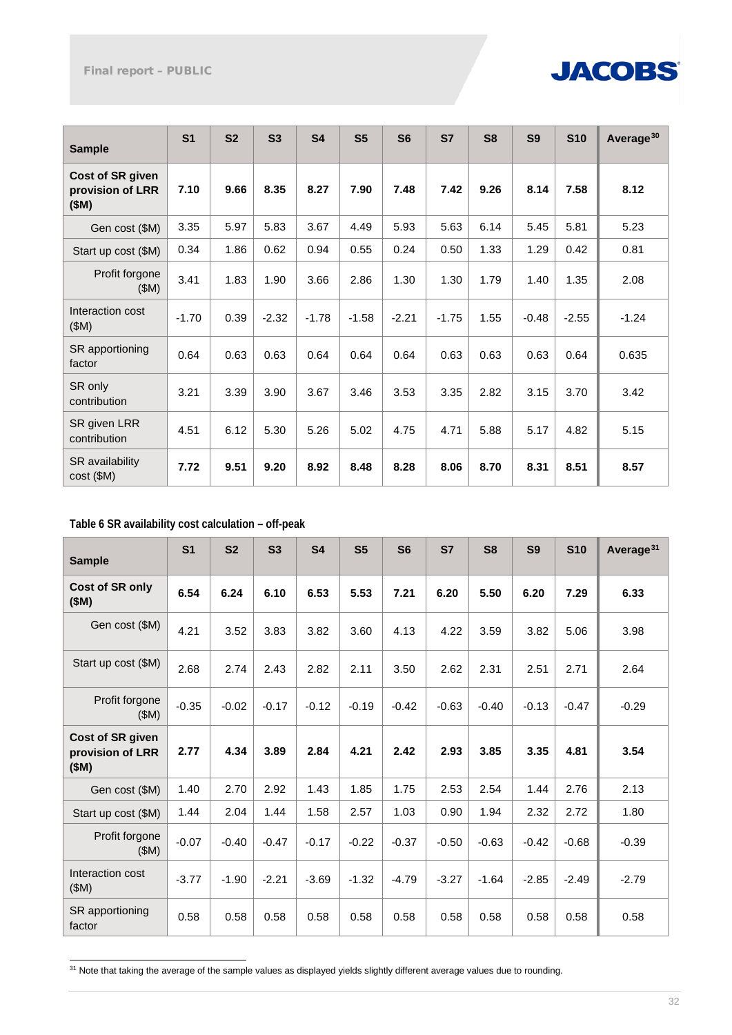| Sample | S1 | S2 | S3 | S4 | S5 | S6 | S7 | S8 | S9 | S10 | Average[30] |
|---|---|---|---|---|---|---|---|---|---|---|---|
| **Cost of SR given provision of LRR ($M)** | **7.10** | **9.66** | **8.35** | **8.27** | **7.90** | **7.48** | **7.42** | **9.26** | **8.14** | **7.58** | **8.12** |
| Gen cost ($M) | 3.35 | 5.97 | 5.83 | 3.67 | 4.49 | 5.93 | 5.63 | 6.14 | 5.45 | 5.81 | 5.23 |
| Start up cost ($M) | 0.34 | 1.86 | 0.62 | 0.94 | 0.55 | 0.24 | 0.50 | 1.33 | 1.29 | 0.42 | 0.81 |
| Profit forgone ($M) | 3.41 | 1.83 | 1.90 | 3.66 | 2.86 | 1.30 | 1.30 | 1.79 | 1.40 | 1.35 | 2.08 |
| Interaction cost ($M) | -1.70 | 0.39 | -2.32 | -1.78 | -1.58 | -2.21 | -1.75 | 1.55 | -0.48 | -2.55 | -1.24 |
| SR apportioning factor | 0.64 | 0.63 | 0.63 | 0.64 | 0.64 | 0.64 | 0.63 | 0.63 | 0.63 | 0.64 | 0.635 |
| SR only contribution | 3.21 | 3.39 | 3.90 | 3.67 | 3.46 | 3.53 | 3.35 | 2.82 | 3.15 | 3.70 | 3.42 |
| SR given LRR contribution | 4.51 | 6.12 | 5.30 | 5.26 | 5.02 | 4.75 | 4.71 | 5.88 | 5.17 | 4.82 | 5.15 |
| SR availability cost ($M) | **7.72** | **9.51** | **9.20** | **8.92** | **8.48** | **8.28** | **8.06** | **8.70** | **8.31** | **8.51** | **8.57** |

**Table 6 SR availability cost calculation – off-peak**

| Sample | S1 | S2 | S3 | S4 | S5 | S6 | S7 | S8 | S9 | S10 | Average[31] |
|---|---|---|---|---|---|---|---|---|---|---|---|
| **Cost of SR only ($M)** | **6.54** | **6.24** | **6.10** | **6.53** | **5.53** | **7.21** | **6.20** | **5.50** | **6.20** | **7.29** | **6.33** |
| Gen cost ($M) | 4.21 | 3.52 | 3.83 | 3.82 | 3.60 | 4.13 | 4.22 | 3.59 | 3.82 | 5.06 | 3.98 |
| Start up cost ($M) | 2.68 | 2.74 | 2.43 | 2.82 | 2.11 | 3.50 | 2.62 | 2.31 | 2.51 | 2.71 | 2.64 |
| Profit forgone ($M) | -0.35 | -0.02 | -0.17 | -0.12 | -0.19 | -0.42 | -0.63 | -0.40 | -0.13 | -0.47 | -0.29 |
| **Cost of SR given provision of LRR ($M)** | **2.77** | **4.34** | **3.89** | **2.84** | **4.21** | **2.42** | **2.93** | **3.85** | **3.35** | **4.81** | **3.54** |
| Gen cost ($M) | 1.40 | 2.70 | 2.92 | 1.43 | 1.85 | 1.75 | 2.53 | 2.54 | 1.44 | 2.76 | 2.13 |
| Start up cost ($M) | 1.44 | 2.04 | 1.44 | 1.58 | 2.57 | 1.03 | 0.90 | 1.94 | 2.32 | 2.72 | 1.80 |
| Profit forgone ($M) | -0.07 | -0.40 | -0.47 | -0.17 | -0.22 | -0.37 | -0.50 | -0.63 | -0.42 | -0.68 | -0.39 |
| Interaction cost ($M) | -3.77 | -1.90 | -2.21 | -3.69 | -1.32 | -4.79 | -3.27 | -1.64 | -2.85 | -2.49 | -2.79 |
| SR apportioning factor | 0.58 | 0.58 | 0.58 | 0.58 | 0.58 | 0.58 | 0.58 | 0.58 | 0.58 | 0.58 | 0.58 |

[31] Note that taking the average of the sample values as displayed yields slightly different average values due to rounding.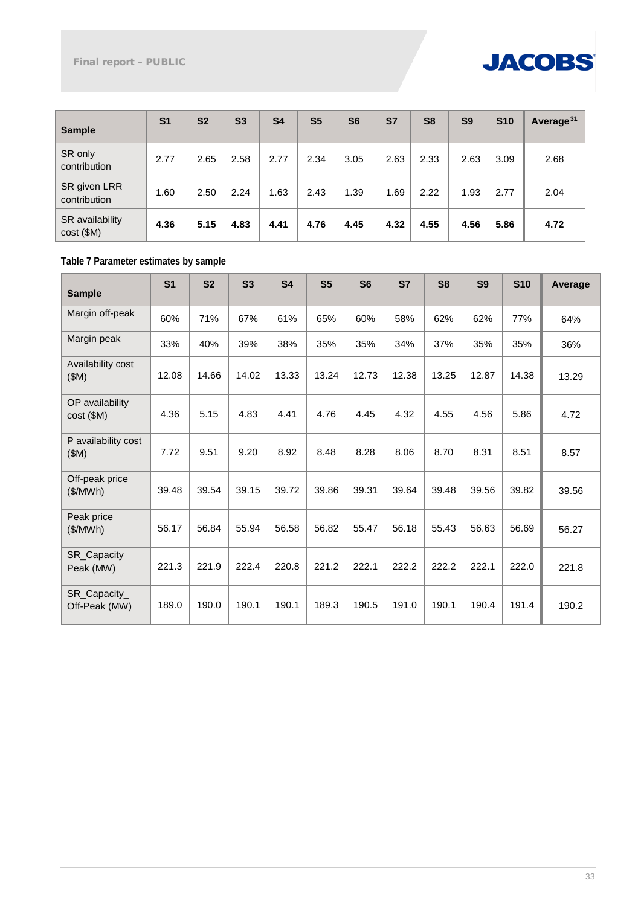| Sample | S1 | S2 | S3 | S4 | S5 | S6 | S7 | S8 | S9 | S10 | Average[31] |
|---|---|---|---|---|---|---|---|---|---|---|---|
| SR only contribution | 2.77 | 2.65 | 2.58 | 2.77 | 2.34 | 3.05 | 2.63 | 2.33 | 2.63 | 3.09 | 2.68 |
| SR given LRR contribution | 1.60 | 2.50 | 2.24 | 1.63 | 2.43 | 1.39 | 1.69 | 2.22 | 1.93 | 2.77 | 2.04 |
| SR availability cost ($M) | **4.36** | **5.15** | **4.83** | **4.41** | **4.76** | **4.45** | **4.32** | **4.55** | **4.56** | **5.86** | **4.72** |

**Table 7 Parameter estimates by sample**

| Sample | S1 | S2 | S3 | S4 | S5 | S6 | S7 | S8 | S9 | S10 | Average |
|---|---|---|---|---|---|---|---|---|---|---|---|
| Margin off-peak | 60% | 71% | 67% | 61% | 65% | 60% | 58% | 62% | 62% | 77% | 64% |
| Margin peak | 33% | 40% | 39% | 38% | 35% | 35% | 34% | 37% | 35% | 35% | 36% |
| Availability cost ($M) | 12.08 | 14.66 | 14.02 | 13.33 | 13.24 | 12.73 | 12.38 | 13.25 | 12.87 | 14.38 | 13.29 |
| OP availability cost ($M) | 4.36 | 5.15 | 4.83 | 4.41 | 4.76 | 4.45 | 4.32 | 4.55 | 4.56 | 5.86 | 4.72 |
| P availability cost ($M) | 7.72 | 9.51 | 9.20 | 8.92 | 8.48 | 8.28 | 8.06 | 8.70 | 8.31 | 8.51 | 8.57 |
| Off-peak price ($/MWh) | 39.48 | 39.54 | 39.15 | 39.72 | 39.86 | 39.31 | 39.64 | 39.48 | 39.56 | 39.82 | 39.56 |
| Peak price ($/MWh) | 56.17 | 56.84 | 55.94 | 56.58 | 56.82 | 55.47 | 56.18 | 55.43 | 56.63 | 56.69 | 56.27 |
| SR_Capacity Peak (MW) | 221.3 | 221.9 | 222.4 | 220.8 | 221.2 | 222.1 | 222.2 | 222.2 | 222.1 | 222.0 | 221.8 |
| SR_Capacity_ Off-Peak (MW) | 189.0 | 190.0 | 190.1 | 190.1 | 189.3 | 190.5 | 191.0 | 190.1 | 190.4 | 191.4 | 190.2 |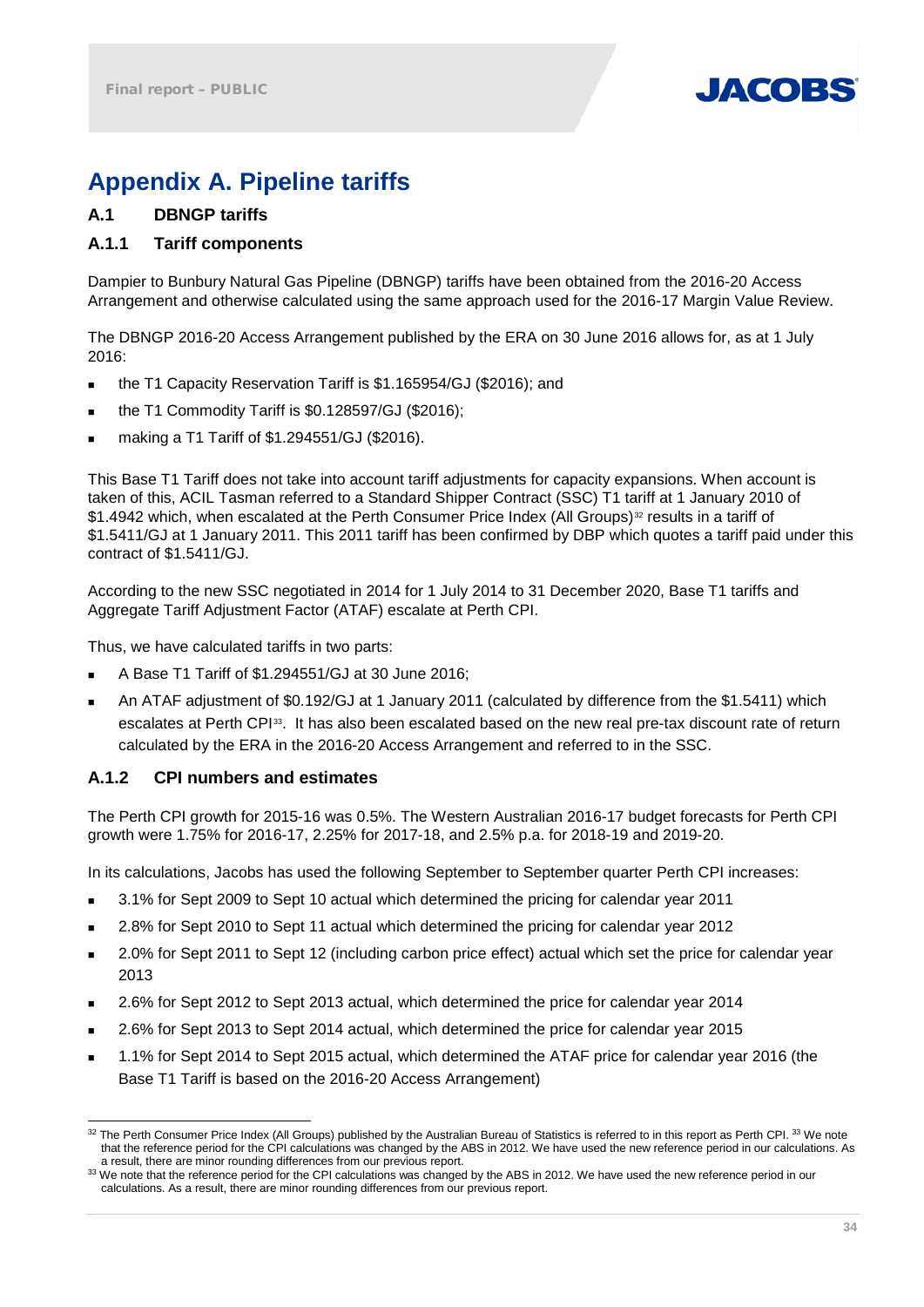# Appendix A. Pipeline tariffs

## A.1 DBNGP tariffs

### A.1.1 Tariff components

Dampier to Bunbury Natural Gas Pipeline (DBNGP) tariffs have been obtained from the 2016-20 Access Arrangement and otherwise calculated using the same approach used for the 2016-17 Margin Value Review.

The DBNGP 2016-20 Access Arrangement published by the ERA on 30 June 2016 allows for, as at 1 July 2016:

- the T1 Capacity Reservation Tariff is $1.165954/GJ ($2016); and
- the T1 Commodity Tariff is $0.128597/GJ ($2016);
- making a T1 Tariff of $1.294551/GJ ($2016).

This Base T1 Tariff does not take into account tariff adjustments for capacity expansions. When account is taken of this, ACIL Tasman referred to a Standard Shipper Contract (SSC) T1 tariff at 1 January 2010 of $1.4942 which, when escalated at the Perth Consumer Price Index (All Groups)[32] results in a tariff of $1.5411/GJ at 1 January 2011. This 2011 tariff has been confirmed by DBP which quotes a tariff paid under this contract of $1.5411/GJ.

According to the new SSC negotiated in 2014 for 1 July 2014 to 31 December 2020, Base T1 tariffs and Aggregate Tariff Adjustment Factor (ATAF) escalate at Perth CPI.

Thus, we have calculated tariffs in two parts:

- A Base T1 Tariff of $1.294551/GJ at 30 June 2016;
- An ATAF adjustment of $0.192/GJ at 1 January 2011 (calculated by difference from the $1.5411) which escalates at Perth CPI[33]. It has also been escalated based on the new real pre-tax discount rate of return calculated by the ERA in the 2016-20 Access Arrangement and referred to in the SSC.

### A.1.2 CPI numbers and estimates

The Perth CPI growth for 2015-16 was 0.5%. The Western Australian 2016-17 budget forecasts for Perth CPI growth were 1.75% for 2016-17, 2.25% for 2017-18, and 2.5% p.a. for 2018-19 and 2019-20.

In its calculations, Jacobs has used the following September to September quarter Perth CPI increases:

- 3.1% for Sept 2009 to Sept 10 actual which determined the pricing for calendar year 2011
- 2.8% for Sept 2010 to Sept 11 actual which determined the pricing for calendar year 2012
- 2.0% for Sept 2011 to Sept 12 (including carbon price effect) actual which set the price for calendar year 2013
- 2.6% for Sept 2012 to Sept 2013 actual, which determined the price for calendar year 2014
- 2.6% for Sept 2013 to Sept 2014 actual, which determined the price for calendar year 2015
- 1.1% for Sept 2014 to Sept 2015 actual, which determined the ATAF price for calendar year 2016 (the Base T1 Tariff is based on the 2016-20 Access Arrangement)

---

[32] The Perth Consumer Price Index (All Groups) published by the Australian Bureau of Statistics is referred to in this report as Perth CPI. [33] We note that the reference period for the CPI calculations was changed by the ABS in 2012. We have used the new reference period in our calculations. As a result, there are minor rounding differences from our previous report.

[33] We note that the reference period for the CPI calculations was changed by the ABS in 2012. We have used the new reference period in our calculations. As a result, there are minor rounding differences from our previous report.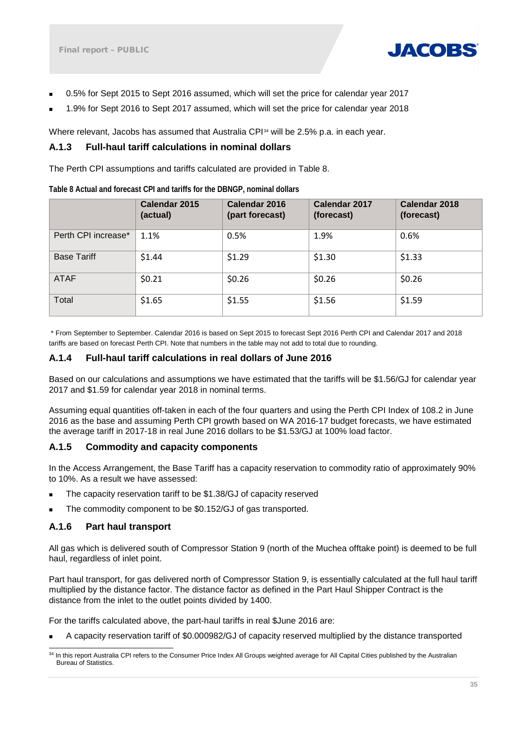- 0.5% for Sept 2015 to Sept 2016 assumed, which will set the price for calendar year 2017
- 1.9% for Sept 2016 to Sept 2017 assumed, which will set the price for calendar year 2018

Where relevant, Jacobs has assumed that Australia CPI[34] will be 2.5% p.a. in each year.

### A.1.3 Full-haul tariff calculations in nominal dollars

The Perth CPI assumptions and tariffs calculated are provided in Table 8.

**Table 8 Actual and forecast CPI and tariffs for the DBNGP, nominal dollars**

| | Calendar 2015 (actual) | Calendar 2016 (part forecast) | Calendar 2017 (forecast) | Calendar 2018 (forecast) |
|---|---|---|---|---|
| Perth CPI increase* | 1.1% | 0.5% | 1.9% | 0.6% |
| Base Tariff | $1.44 | $1.29 | $1.30 | $1.33 |
| ATAF | $0.21 | $0.26 | $0.26 | $0.26 |
| Total | $1.65 | $1.55 | $1.56 | $1.59 |

\* From September to September. Calendar 2016 is based on Sept 2015 to forecast Sept 2016 Perth CPI and Calendar 2017 and 2018 tariffs are based on forecast Perth CPI. Note that numbers in the table may not add to total due to rounding.

### A.1.4 Full-haul tariff calculations in real dollars of June 2016

Based on our calculations and assumptions we have estimated that the tariffs will be $1.56/GJ for calendar year 2017 and $1.59 for calendar year 2018 in nominal terms.

Assuming equal quantities off-taken in each of the four quarters and using the Perth CPI Index of 108.2 in June 2016 as the base and assuming Perth CPI growth based on WA 2016-17 budget forecasts, we have estimated the average tariff in 2017-18 in real June 2016 dollars to be $1.53/GJ at 100% load factor.

### A.1.5 Commodity and capacity components

In the Access Arrangement, the Base Tariff has a capacity reservation to commodity ratio of approximately 90% to 10%. As a result we have assessed:

- The capacity reservation tariff to be $1.38/GJ of capacity reserved
- The commodity component to be $0.152/GJ of gas transported.

### A.1.6 Part haul transport

All gas which is delivered south of Compressor Station 9 (north of the Muchea offtake point) is deemed to be full haul, regardless of inlet point.

Part haul transport, for gas delivered north of Compressor Station 9, is essentially calculated at the full haul tariff multiplied by the distance factor. The distance factor as defined in the Part Haul Shipper Contract is the distance from the inlet to the outlet points divided by 1400.

For the tariffs calculated above, the part-haul tariffs in real $June 2016 are:

- A capacity reservation tariff of $0.000982/GJ of capacity reserved multiplied by the distance transported

[34] In this report Australia CPI refers to the Consumer Price Index All Groups weighted average for All Capital Cities published by the Australian Bureau of Statistics.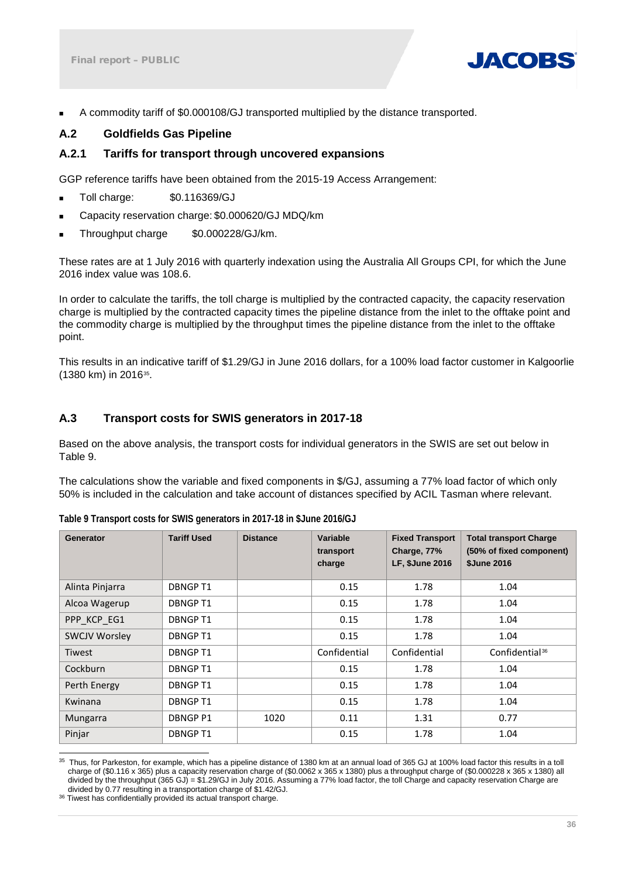- A commodity tariff of $0.000108/GJ transported multiplied by the distance transported.

## A.2 Goldfields Gas Pipeline

### A.2.1 Tariffs for transport through uncovered expansions

GGP reference tariffs have been obtained from the 2015-19 Access Arrangement:

- Toll charge: $0.116369/GJ
- Capacity reservation charge: $0.000620/GJ MDQ/km
- Throughput charge $0.000228/GJ/km.

These rates are at 1 July 2016 with quarterly indexation using the Australia All Groups CPI, for which the June 2016 index value was 108.6.

In order to calculate the tariffs, the toll charge is multiplied by the contracted capacity, the capacity reservation charge is multiplied by the contracted capacity times the pipeline distance from the inlet to the offtake point and the commodity charge is multiplied by the throughput times the pipeline distance from the inlet to the offtake point.

This results in an indicative tariff of $1.29/GJ in June 2016 dollars, for a 100% load factor customer in Kalgoorlie (1380 km) in 2016[35].

## A.3 Transport costs for SWIS generators in 2017-18

Based on the above analysis, the transport costs for individual generators in the SWIS are set out below in Table 9.

The calculations show the variable and fixed components in $/GJ, assuming a 77% load factor of which only 50% is included in the calculation and take account of distances specified by ACIL Tasman where relevant.

**Table 9 Transport costs for SWIS generators in 2017-18 in $June 2016/GJ**

| Generator | Tariff Used | Distance | Variable transport charge | Fixed Transport Charge, 77% LF, $June 2016 | Total transport Charge (50% of fixed component) $June 2016 |
|---|---|---|---|---|---|
| Alinta Pinjarra | DBNGP T1 | | 0.15 | 1.78 | 1.04 |
| Alcoa Wagerup | DBNGP T1 | | 0.15 | 1.78 | 1.04 |
| PPP_KCP_EG1 | DBNGP T1 | | 0.15 | 1.78 | 1.04 |
| SWCJV Worsley | DBNGP T1 | | 0.15 | 1.78 | 1.04 |
| Tiwest | DBNGP T1 | | Confidential | Confidential | Confidential[36] |
| Cockburn | DBNGP T1 | | 0.15 | 1.78 | 1.04 |
| Perth Energy | DBNGP T1 | | 0.15 | 1.78 | 1.04 |
| Kwinana | DBNGP T1 | | 0.15 | 1.78 | 1.04 |
| Mungarra | DBNGP P1 | 1020 | 0.11 | 1.31 | 0.77 |
| Pinjar | DBNGP T1 | | 0.15 | 1.78 | 1.04 |

[35] Thus, for Parkeston, for example, which has a pipeline distance of 1380 km at an annual load of 365 GJ at 100% load factor this results in a toll charge of ($0.116 x 365) plus a capacity reservation charge of ($0.0062 x 365 x 1380) plus a throughput charge of ($0.000228 x 365 x 1380) all divided by the throughput (365 GJ) = $1.29/GJ in July 2016. Assuming a 77% load factor, the toll Charge and capacity reservation Charge are divided by 0.77 resulting in a transportation charge of $1.42/GJ.

[36] Tiwest has confidentially provided its actual transport charge.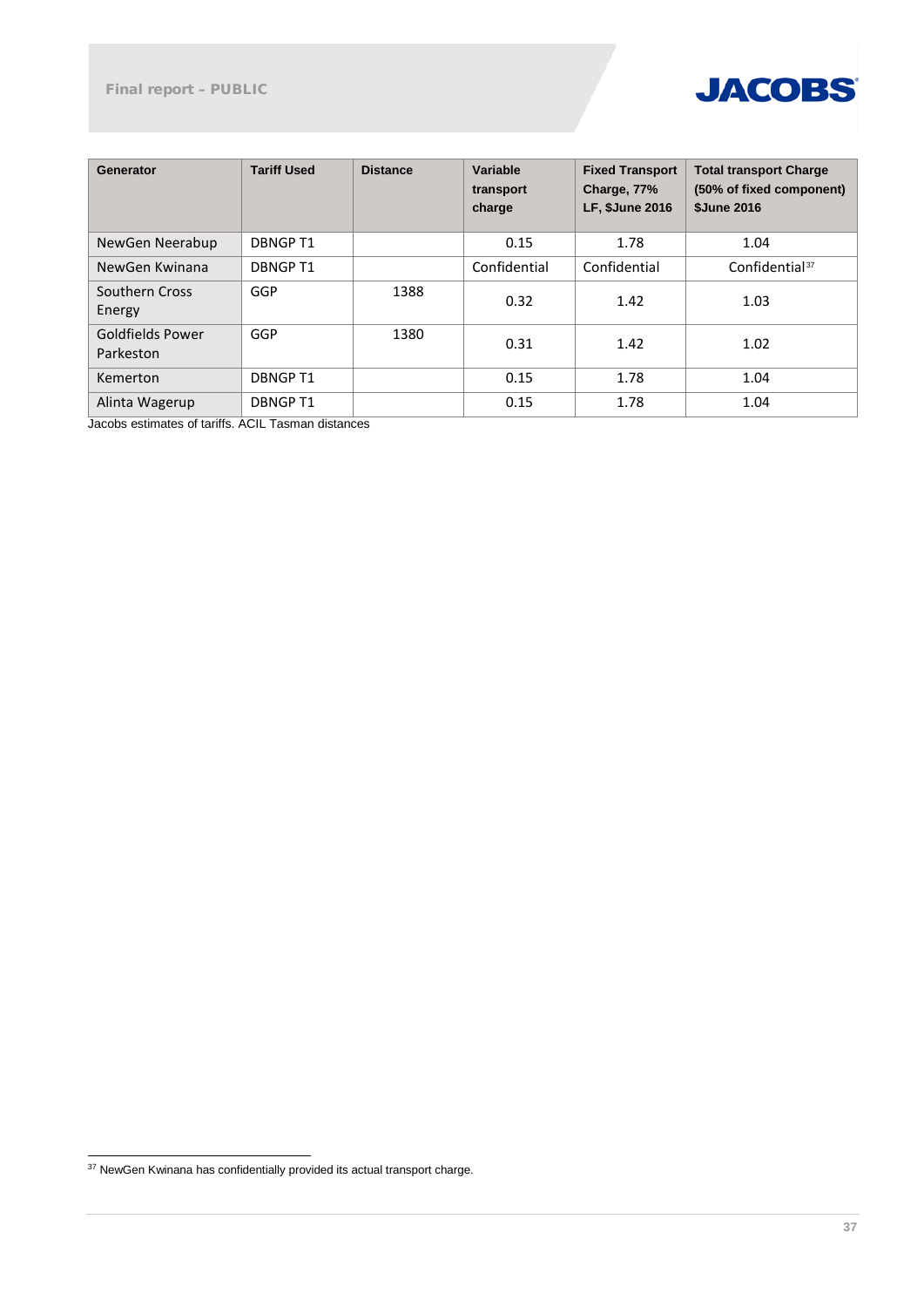| Generator | Tariff Used | Distance | Variable transport charge | Fixed Transport Charge, 77% LF, $June 2016 | Total transport Charge (50% of fixed component) $June 2016 |
|---|---|---|---|---|---|
| NewGen Neerabup | DBNGP T1 | | 0.15 | 1.78 | 1.04 |
| NewGen Kwinana | DBNGP T1 | | Confidential | Confidential | Confidential[37] |
| Southern Cross Energy | GGP | 1388 | 0.32 | 1.42 | 1.03 |
| Goldfields Power Parkeston | GGP | 1380 | 0.31 | 1.42 | 1.02 |
| Kemerton | DBNGP T1 | | 0.15 | 1.78 | 1.04 |
| Alinta Wagerup | DBNGP T1 | | 0.15 | 1.78 | 1.04 |

Jacobs estimates of tariffs. ACIL Tasman distances

[37] NewGen Kwinana has confidentially provided its actual transport charge.